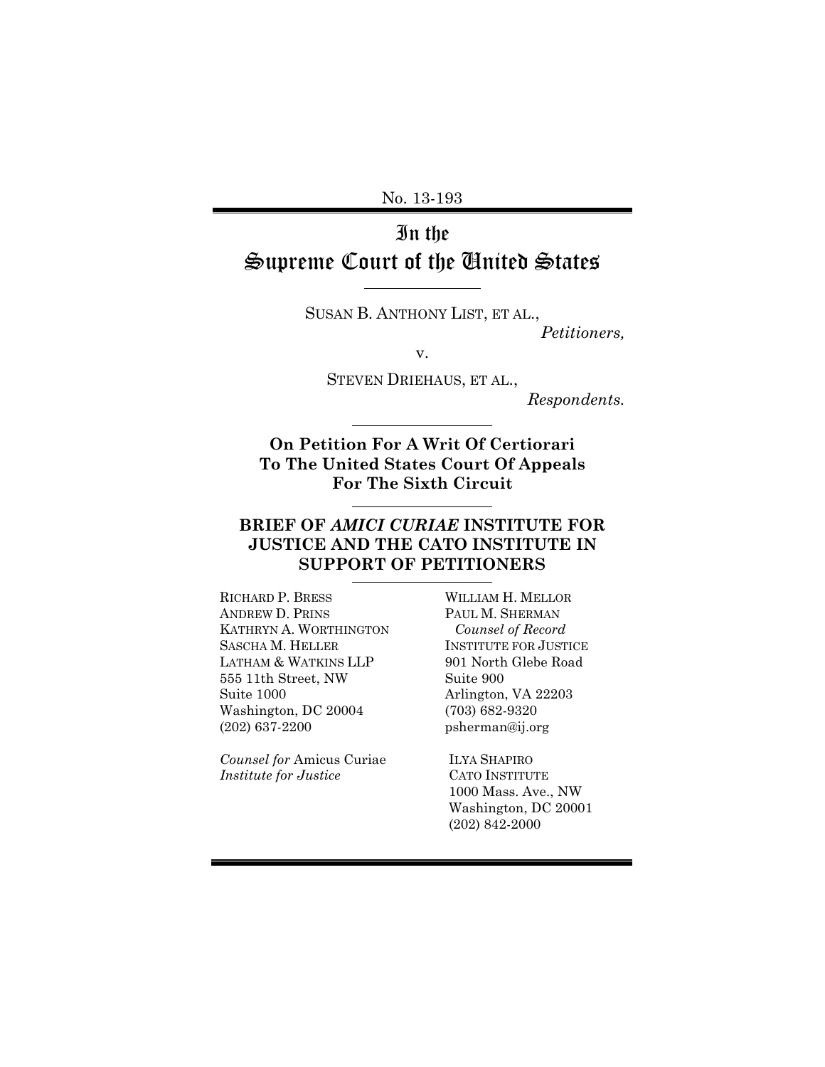No. 13-193

# In the Supreme Court of the United States

SUSAN B. ANTHONY LIST, ET AL.,

*Petitioners,*

v.

STEVEN DRIEHAUS, ET AL.,

*Respondents.*

**On Petition For A Writ Of Certiorari To The United States Court Of Appeals For The Sixth Circuit**

## BRIEF OF *AMICI CURIAE* INSTITUTE FOR JUSTICE AND THE CATO INSTITUTE IN SUPPORT OF PETITIONERS

RICHARD P. BRESS
ANDREW D. PRINS
KATHRYN A. WORTHINGTON
SASCHA M. HELLER
LATHAM & WATKINS LLP
555 11th Street, NW
Suite 1000
Washington, DC 20004
(202) 637-2200

*Counsel for* Amicus Curiae *Institute for Justice*

WILLIAM H. MELLOR
PAUL M. SHERMAN
*Counsel of Record*
INSTITUTE FOR JUSTICE
901 North Glebe Road
Suite 900
Arlington, VA 22203
(703) 682-9320
psherman@ij.org

ILYA SHAPIRO
CATO INSTITUTE
1000 Mass. Ave., NW
Washington, DC 20001
(202) 842-2000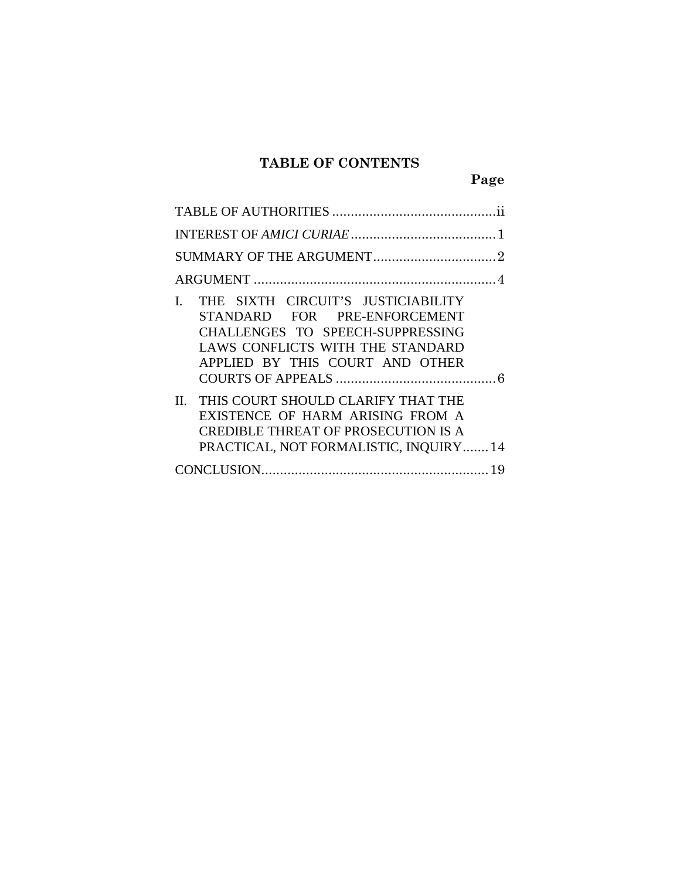# TABLE OF CONTENTS

| | Page |
|---|---|
| TABLE OF AUTHORITIES | ii |
| INTEREST OF *AMICI CURIAE* | 1 |
| SUMMARY OF THE ARGUMENT | 2 |
| ARGUMENT | 4 |
| I. THE SIXTH CIRCUIT'S JUSTICIABILITY STANDARD FOR PRE-ENFORCEMENT CHALLENGES TO SPEECH-SUPPRESSING LAWS CONFLICTS WITH THE STANDARD APPLIED BY THIS COURT AND OTHER COURTS OF APPEALS | 6 |
| II. THIS COURT SHOULD CLARIFY THAT THE EXISTENCE OF HARM ARISING FROM A CREDIBLE THREAT OF PROSECUTION IS A PRACTICAL, NOT FORMALISTIC, INQUIRY | 14 |
| CONCLUSION | 19 |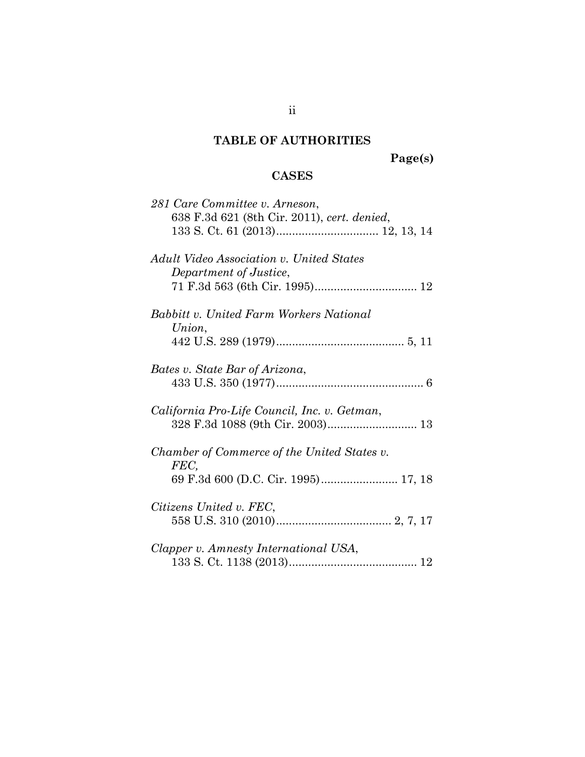## TABLE OF AUTHORITIES

**Page(s)**

### CASES

*281 Care Committee v. Arneson*,
638 F.3d 621 (8th Cir. 2011), *cert. denied*,
133 S. Ct. 61 (2013)................................ 12, 13, 14

*Adult Video Association v. United States Department of Justice*,
71 F.3d 563 (6th Cir. 1995)................................ 12

*Babbitt v. United Farm Workers National Union*,
442 U.S. 289 (1979)........................................ 5, 11

*Bates v. State Bar of Arizona*,
433 U.S. 350 (1977).............................................. 6

*California Pro-Life Council, Inc. v. Getman*,
328 F.3d 1088 (9th Cir. 2003)............................ 13

*Chamber of Commerce of the United States v. FEC,*
69 F.3d 600 (D.C. Cir. 1995)........................ 17, 18

*Citizens United v. FEC*,
558 U.S. 310 (2010).................................... 2, 7, 17

*Clapper v. Amnesty International USA*,
133 S. Ct. 1138 (2013)........................................ 12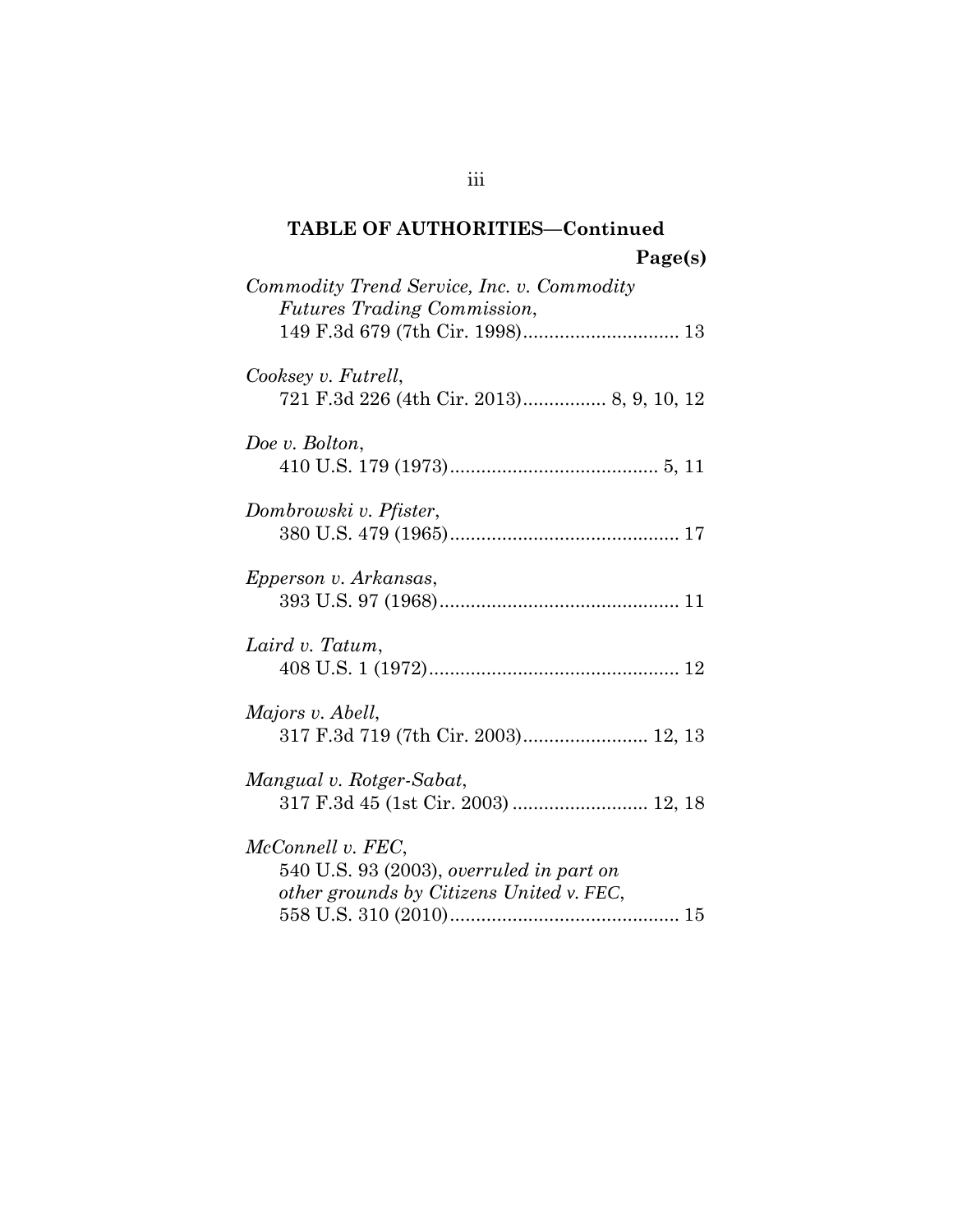**TABLE OF AUTHORITIES—Continued**

**Page(s)**

*Commodity Trend Service, Inc. v. Commodity Futures Trading Commission*,
149 F.3d 679 (7th Cir. 1998)............................ 13

*Cooksey v. Futrell*,
721 F.3d 226 (4th Cir. 2013)................ 8, 9, 10, 12

*Doe v. Bolton*,
410 U.S. 179 (1973)........................................ 5, 11

*Dombrowski v. Pfister*,
380 U.S. 479 (1965)............................................ 17

*Epperson v. Arkansas*,
393 U.S. 97 (1968)............................................. 11

*Laird v. Tatum*,
408 U.S. 1 (1972)................................................ 12

*Majors v. Abell*,
317 F.3d 719 (7th Cir. 2003)........................ 12, 13

*Mangual v. Rotger-Sabat*,
317 F.3d 45 (1st Cir. 2003) .......................... 12, 18

*McConnell v. FEC*,
540 U.S. 93 (2003), *overruled in part on other grounds by Citizens United v. FEC*,
558 U.S. 310 (2010)............................................ 15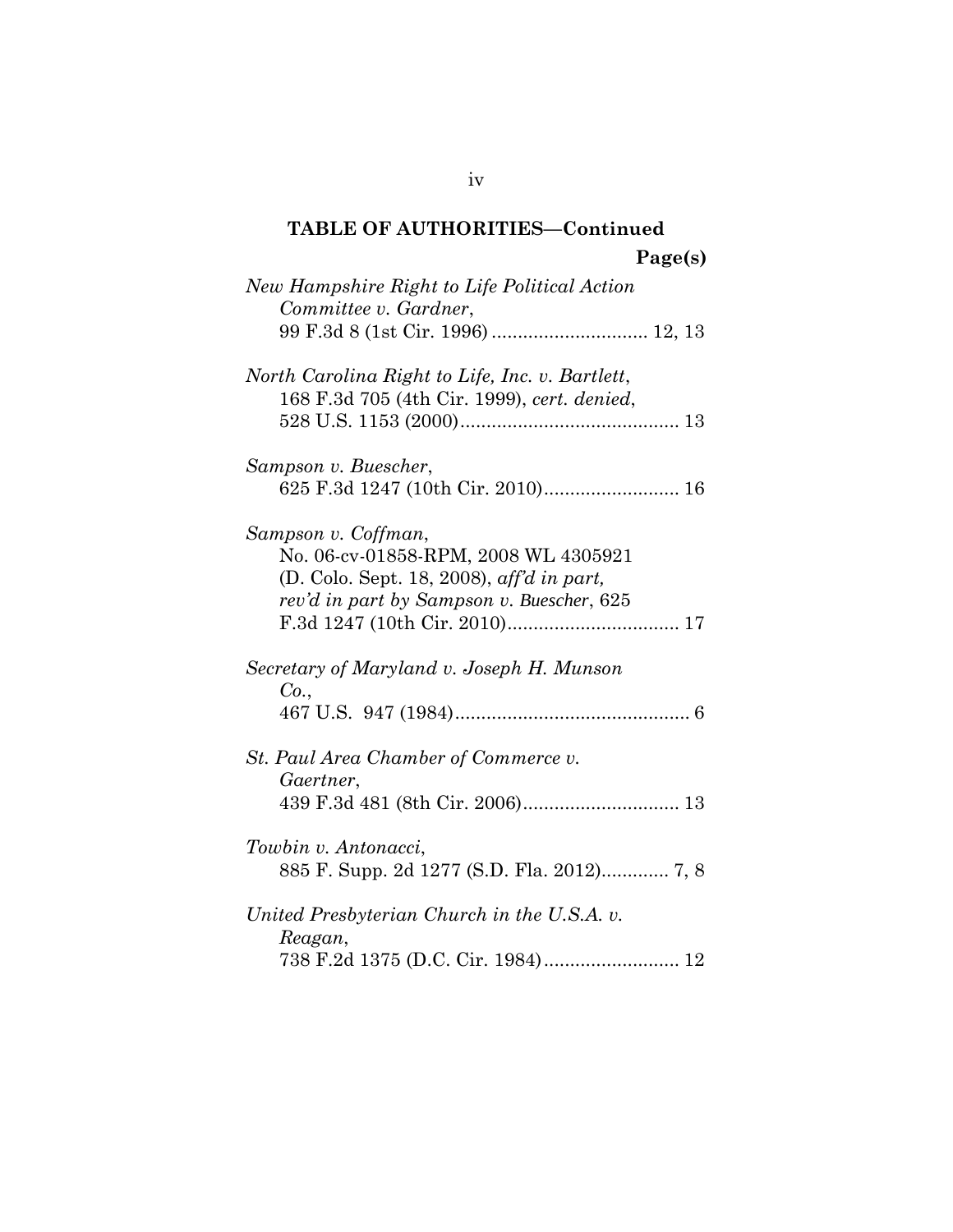**TABLE OF AUTHORITIES—Continued**

**Page(s)**

*New Hampshire Right to Life Political Action Committee v. Gardner*,
99 F.3d 8 (1st Cir. 1996) .............................. 12, 13

*North Carolina Right to Life, Inc. v. Bartlett*,
168 F.3d 705 (4th Cir. 1999), *cert. denied*,
528 U.S. 1153 (2000).......................................... 13

*Sampson v. Buescher*,
625 F.3d 1247 (10th Cir. 2010).......................... 16

*Sampson v. Coffman*,
No. 06-cv-01858-RPM, 2008 WL 4305921
(D. Colo. Sept. 18, 2008), *aff'd in part, rev'd in part by Sampson v. Buescher*, 625
F.3d 1247 (10th Cir. 2010)................................. 17

*Secretary of Maryland v. Joseph H. Munson Co.*,
467 U.S. 947 (1984)............................................. 6

*St. Paul Area Chamber of Commerce v. Gaertner*,
439 F.3d 481 (8th Cir. 2006).............................. 13

*Towbin v. Antonacci*,
885 F. Supp. 2d 1277 (S.D. Fla. 2012)............. 7, 8

*United Presbyterian Church in the U.S.A. v. Reagan*,
738 F.2d 1375 (D.C. Cir. 1984).......................... 12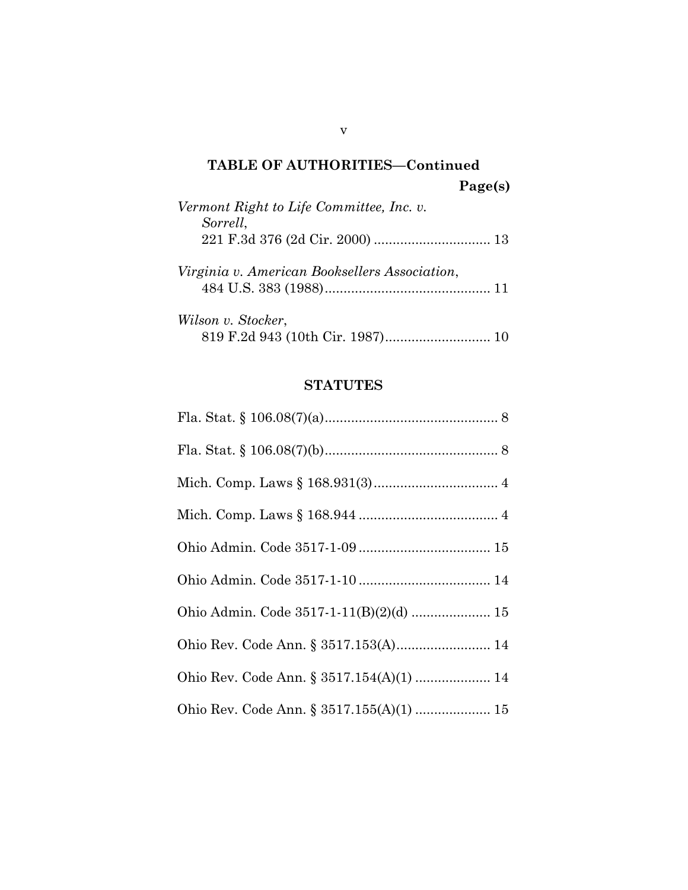## TABLE OF AUTHORITIES—Continued

**Page(s)**

*Vermont Right to Life Committee, Inc. v. Sorrell*,
221 F.3d 376 (2d Cir. 2000) ............................... 13

*Virginia v. American Booksellers Association*,
484 U.S. 383 (1988)............................................ 11

*Wilson v. Stocker*,
819 F.2d 943 (10th Cir. 1987)............................ 10

## STATUTES

Fla. Stat. § 106.08(7)(a).............................................. 8

Fla. Stat. § 106.08(7)(b).............................................. 8

Mich. Comp. Laws § 168.931(3)................................. 4

Mich. Comp. Laws § 168.944 ..................................... 4

Ohio Admin. Code 3517-1-09 ................................... 15

Ohio Admin. Code 3517-1-10 ................................... 14

Ohio Admin. Code 3517-1-11(B)(2)(d) ..................... 15

Ohio Rev. Code Ann. § 3517.153(A)......................... 14

Ohio Rev. Code Ann. § 3517.154(A)(1) .................... 14

Ohio Rev. Code Ann. § 3517.155(A)(1) .................... 15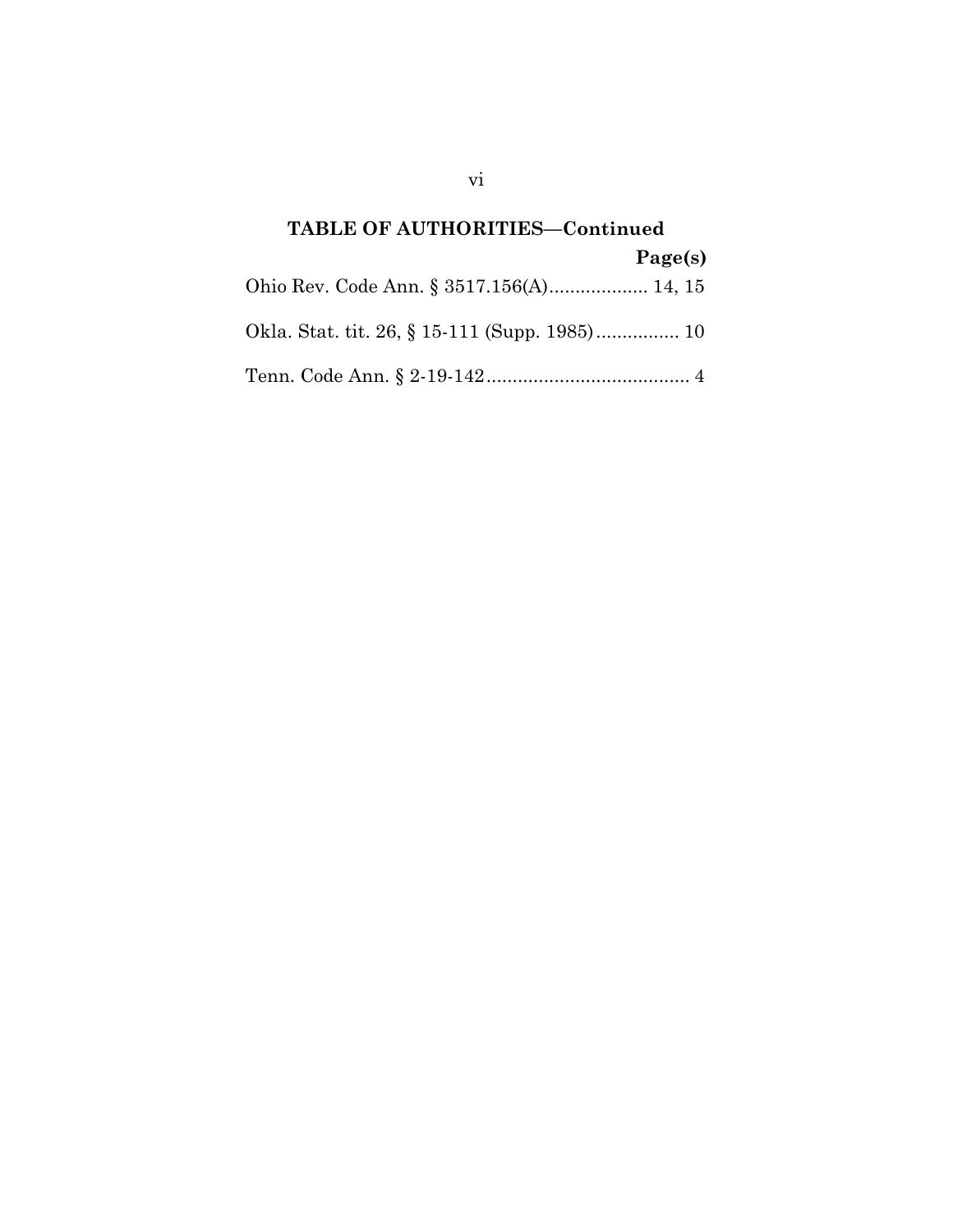**TABLE OF AUTHORITIES—Continued**

**Page(s)**

Ohio Rev. Code Ann. § 3517.156(A).................. 14, 15

Okla. Stat. tit. 26, § 15-111 (Supp. 1985)................ 10

Tenn. Code Ann. § 2-19-142....................................... 4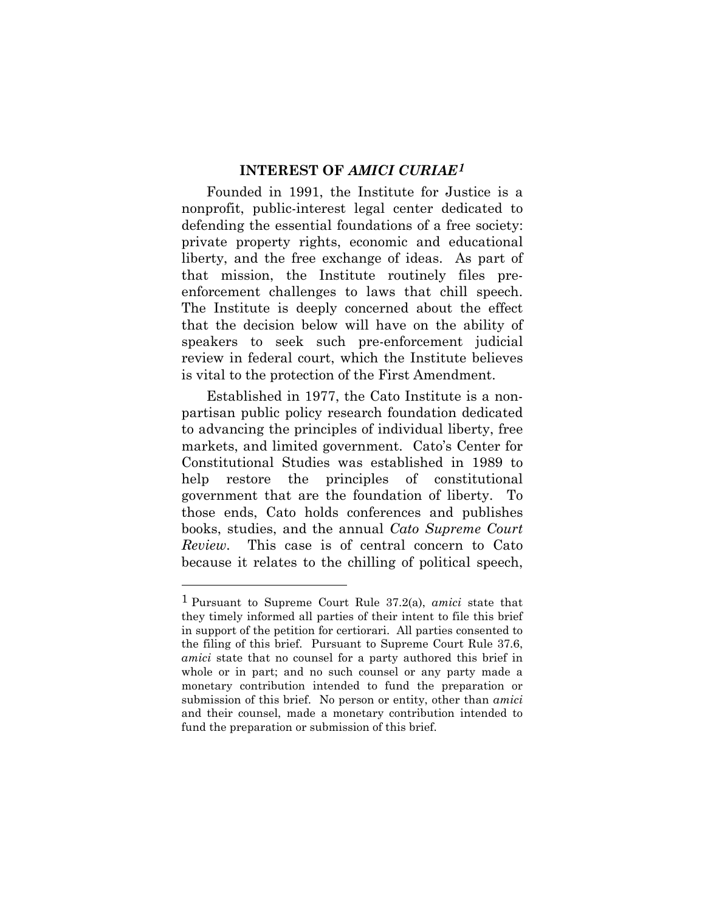## INTEREST OF *AMICI CURIAE*[1]

Founded in 1991, the Institute for Justice is a nonprofit, public-interest legal center dedicated to defending the essential foundations of a free society: private property rights, economic and educational liberty, and the free exchange of ideas. As part of that mission, the Institute routinely files pre-enforcement challenges to laws that chill speech. The Institute is deeply concerned about the effect that the decision below will have on the ability of speakers to seek such pre-enforcement judicial review in federal court, which the Institute believes is vital to the protection of the First Amendment.

Established in 1977, the Cato Institute is a non-partisan public policy research foundation dedicated to advancing the principles of individual liberty, free markets, and limited government. Cato's Center for Constitutional Studies was established in 1989 to help restore the principles of constitutional government that are the foundation of liberty. To those ends, Cato holds conferences and publishes books, studies, and the annual *Cato Supreme Court Review*. This case is of central concern to Cato because it relates to the chilling of political speech,

---

[1] Pursuant to Supreme Court Rule 37.2(a), *amici* state that they timely informed all parties of their intent to file this brief in support of the petition for certiorari. All parties consented to the filing of this brief. Pursuant to Supreme Court Rule 37.6, *amici* state that no counsel for a party authored this brief in whole or in part; and no such counsel or any party made a monetary contribution intended to fund the preparation or submission of this brief. No person or entity, other than *amici* and their counsel, made a monetary contribution intended to fund the preparation or submission of this brief.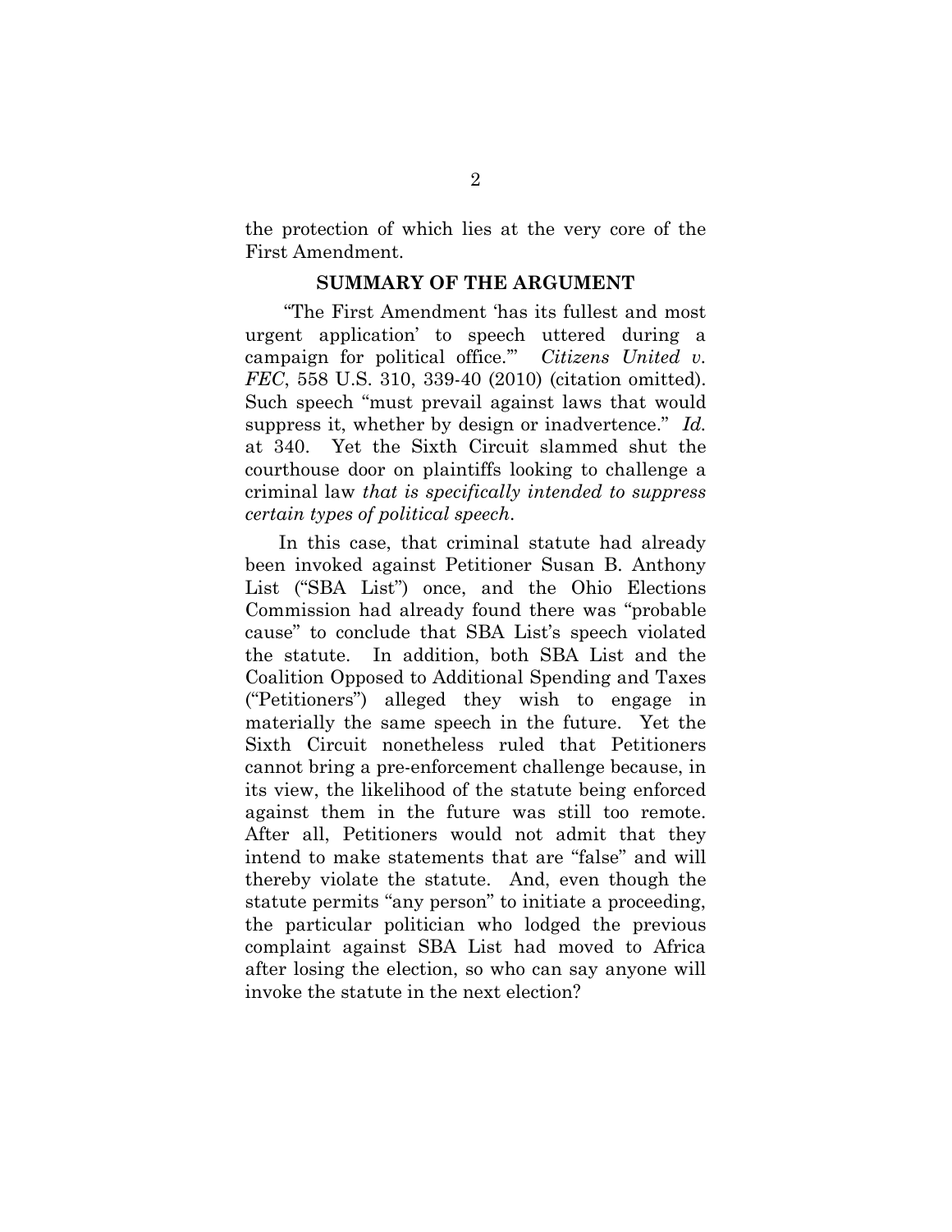the protection of which lies at the very core of the First Amendment.

## SUMMARY OF THE ARGUMENT

"The First Amendment 'has its fullest and most urgent application' to speech uttered during a campaign for political office.'" *Citizens United v. FEC*, 558 U.S. 310, 339-40 (2010) (citation omitted). Such speech "must prevail against laws that would suppress it, whether by design or inadvertence." *Id.* at 340. Yet the Sixth Circuit slammed shut the courthouse door on plaintiffs looking to challenge a criminal law *that is specifically intended to suppress certain types of political speech*.

In this case, that criminal statute had already been invoked against Petitioner Susan B. Anthony List ("SBA List") once, and the Ohio Elections Commission had already found there was "probable cause" to conclude that SBA List's speech violated the statute. In addition, both SBA List and the Coalition Opposed to Additional Spending and Taxes ("Petitioners") alleged they wish to engage in materially the same speech in the future. Yet the Sixth Circuit nonetheless ruled that Petitioners cannot bring a pre-enforcement challenge because, in its view, the likelihood of the statute being enforced against them in the future was still too remote. After all, Petitioners would not admit that they intend to make statements that are "false" and will thereby violate the statute. And, even though the statute permits "any person" to initiate a proceeding, the particular politician who lodged the previous complaint against SBA List had moved to Africa after losing the election, so who can say anyone will invoke the statute in the next election?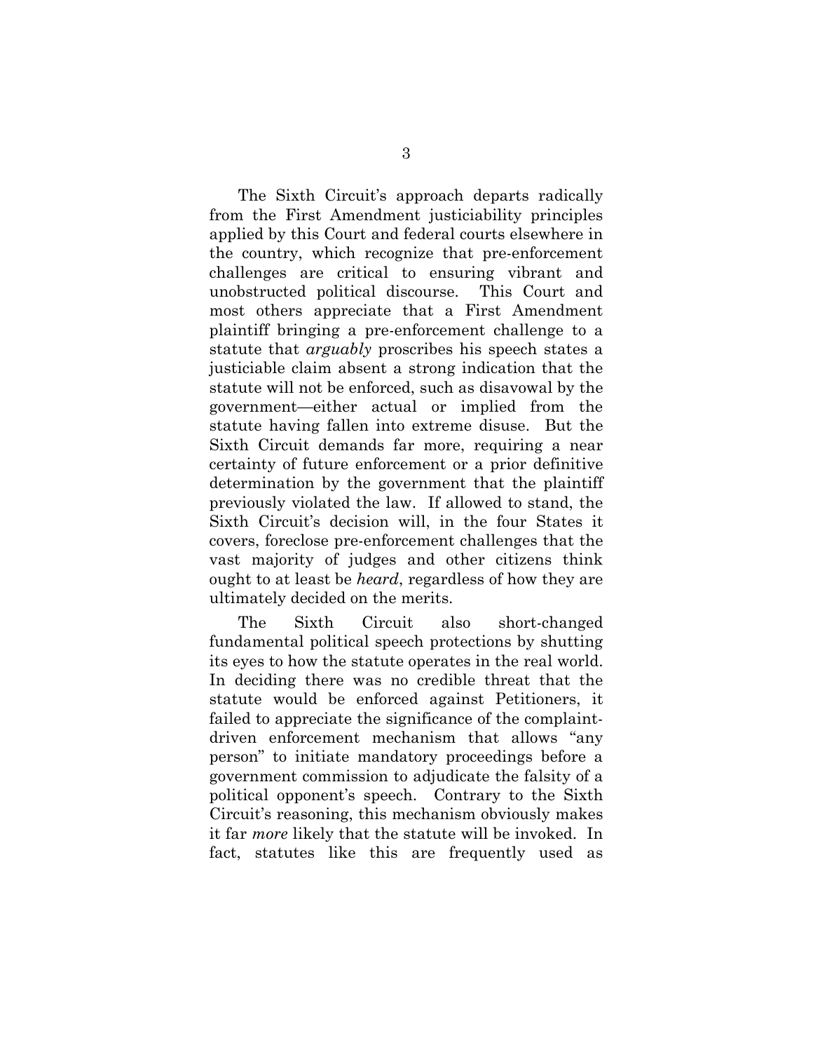The Sixth Circuit's approach departs radically from the First Amendment justiciability principles applied by this Court and federal courts elsewhere in the country, which recognize that pre-enforcement challenges are critical to ensuring vibrant and unobstructed political discourse. This Court and most others appreciate that a First Amendment plaintiff bringing a pre-enforcement challenge to a statute that *arguably* proscribes his speech states a justiciable claim absent a strong indication that the statute will not be enforced, such as disavowal by the government—either actual or implied from the statute having fallen into extreme disuse. But the Sixth Circuit demands far more, requiring a near certainty of future enforcement or a prior definitive determination by the government that the plaintiff previously violated the law. If allowed to stand, the Sixth Circuit's decision will, in the four States it covers, foreclose pre-enforcement challenges that the vast majority of judges and other citizens think ought to at least be *heard*, regardless of how they are ultimately decided on the merits.

The Sixth Circuit also short-changed fundamental political speech protections by shutting its eyes to how the statute operates in the real world. In deciding there was no credible threat that the statute would be enforced against Petitioners, it failed to appreciate the significance of the complaint-driven enforcement mechanism that allows "any person" to initiate mandatory proceedings before a government commission to adjudicate the falsity of a political opponent's speech. Contrary to the Sixth Circuit's reasoning, this mechanism obviously makes it far *more* likely that the statute will be invoked. In fact, statutes like this are frequently used as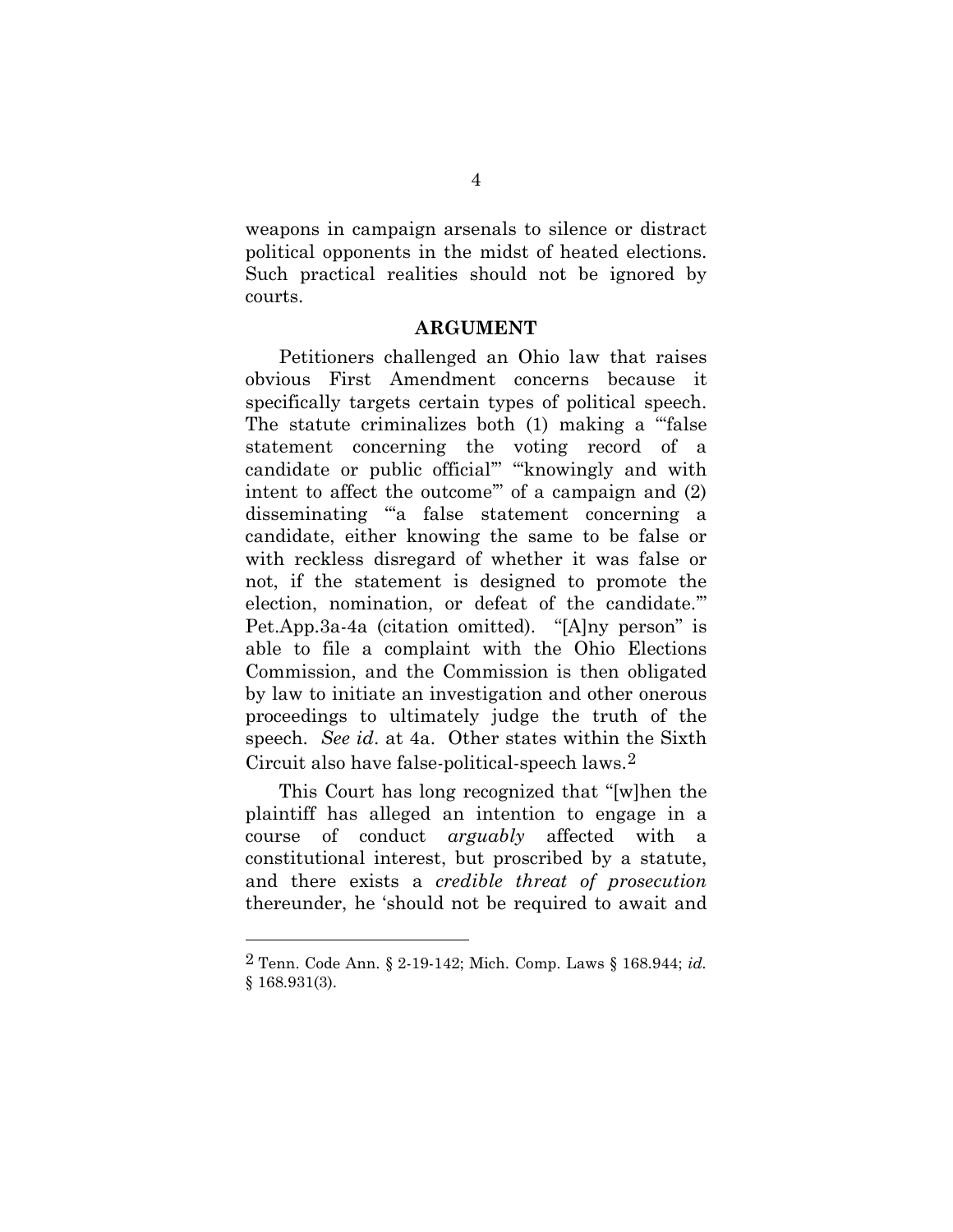weapons in campaign arsenals to silence or distract political opponents in the midst of heated elections. Such practical realities should not be ignored by courts.

## ARGUMENT

Petitioners challenged an Ohio law that raises obvious First Amendment concerns because it specifically targets certain types of political speech. The statute criminalizes both (1) making a "'false statement concerning the voting record of a candidate or public official'" "'knowingly and with intent to affect the outcome'" of a campaign and (2) disseminating "'a false statement concerning a candidate, either knowing the same to be false or with reckless disregard of whether it was false or not, if the statement is designed to promote the election, nomination, or defeat of the candidate.'" Pet.App.3a-4a (citation omitted). "[A]ny person" is able to file a complaint with the Ohio Elections Commission, and the Commission is then obligated by law to initiate an investigation and other onerous proceedings to ultimately judge the truth of the speech. *See id*. at 4a. Other states within the Sixth Circuit also have false-political-speech laws.[2]

This Court has long recognized that "[w]hen the plaintiff has alleged an intention to engage in a course of conduct *arguably* affected with a constitutional interest, but proscribed by a statute, and there exists a *credible threat of prosecution* thereunder, he 'should not be required to await and

---

[2] Tenn. Code Ann. § 2-19-142; Mich. Comp. Laws § 168.944; *id.* § 168.931(3).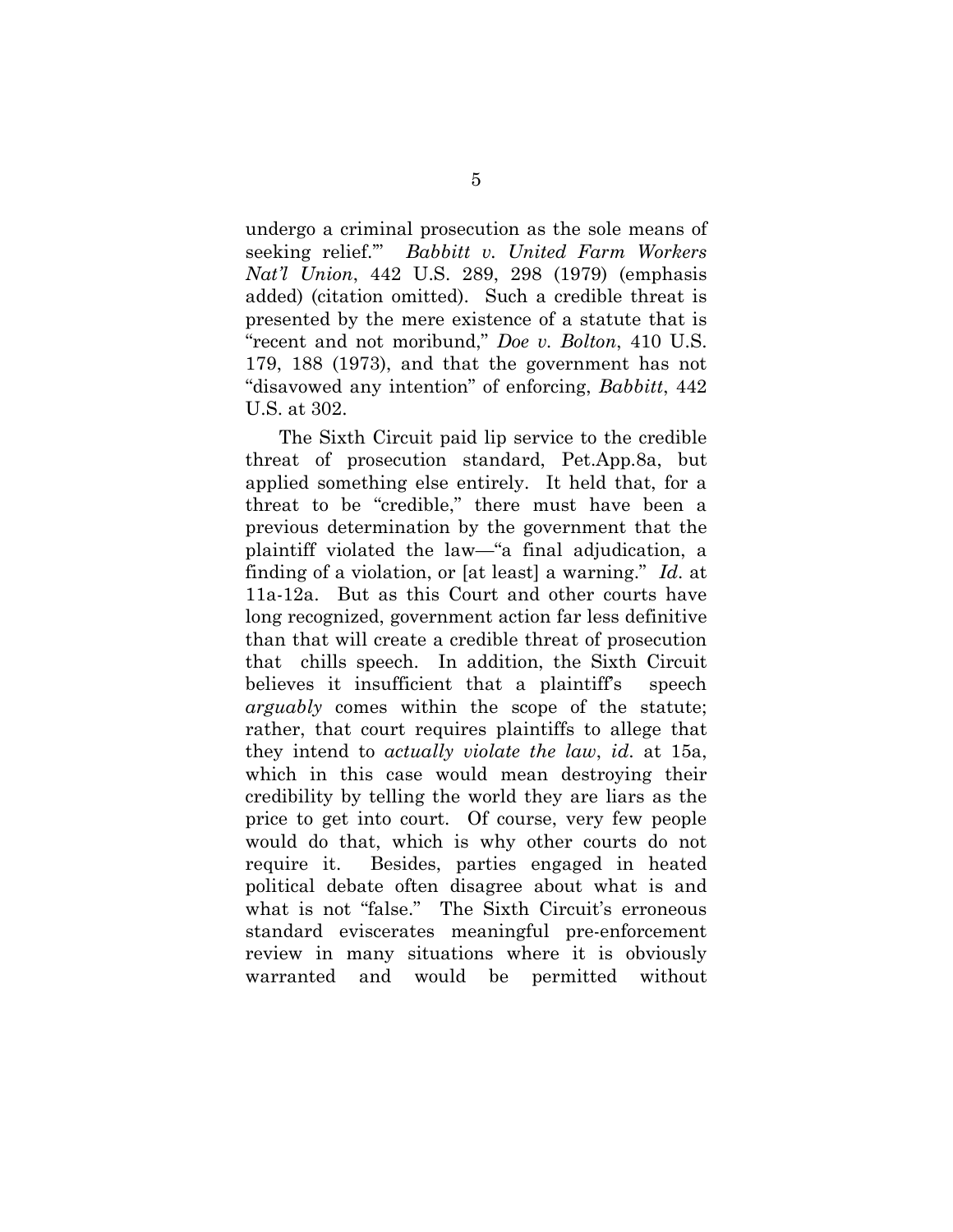undergo a criminal prosecution as the sole means of seeking relief.'" *Babbitt v. United Farm Workers Nat'l Union*, 442 U.S. 289, 298 (1979) (emphasis added) (citation omitted). Such a credible threat is presented by the mere existence of a statute that is "recent and not moribund," *Doe v. Bolton*, 410 U.S. 179, 188 (1973), and that the government has not "disavowed any intention" of enforcing, *Babbitt*, 442 U.S. at 302.

The Sixth Circuit paid lip service to the credible threat of prosecution standard, Pet.App.8a, but applied something else entirely. It held that, for a threat to be "credible," there must have been a previous determination by the government that the plaintiff violated the law—"a final adjudication, a finding of a violation, or [at least] a warning." *Id*. at 11a-12a. But as this Court and other courts have long recognized, government action far less definitive than that will create a credible threat of prosecution that chills speech. In addition, the Sixth Circuit believes it insufficient that a plaintiff's speech *arguably* comes within the scope of the statute; rather, that court requires plaintiffs to allege that they intend to *actually violate the law*, *id*. at 15a, which in this case would mean destroying their credibility by telling the world they are liars as the price to get into court. Of course, very few people would do that, which is why other courts do not require it. Besides, parties engaged in heated political debate often disagree about what is and what is not "false." The Sixth Circuit's erroneous standard eviscerates meaningful pre-enforcement review in many situations where it is obviously warranted and would be permitted without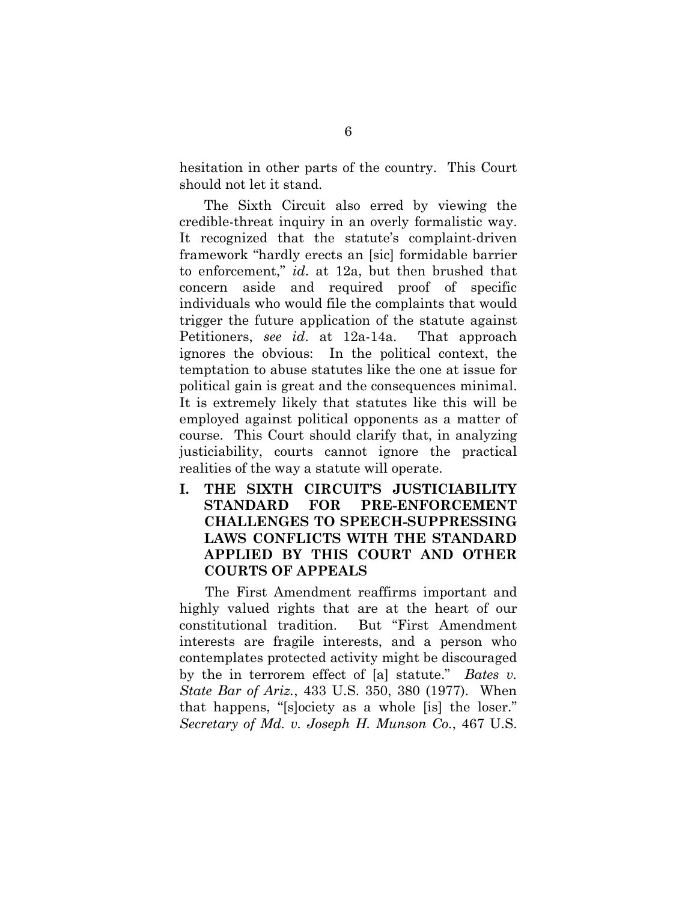hesitation in other parts of the country. This Court should not let it stand.

The Sixth Circuit also erred by viewing the credible-threat inquiry in an overly formalistic way. It recognized that the statute's complaint-driven framework "hardly erects an [sic] formidable barrier to enforcement," *id*. at 12a, but then brushed that concern aside and required proof of specific individuals who would file the complaints that would trigger the future application of the statute against Petitioners, *see id*. at 12a-14a. That approach ignores the obvious: In the political context, the temptation to abuse statutes like the one at issue for political gain is great and the consequences minimal. It is extremely likely that statutes like this will be employed against political opponents as a matter of course. This Court should clarify that, in analyzing justiciability, courts cannot ignore the practical realities of the way a statute will operate.

## I. THE SIXTH CIRCUIT'S JUSTICIABILITY STANDARD FOR PRE-ENFORCEMENT CHALLENGES TO SPEECH-SUPPRESSING LAWS CONFLICTS WITH THE STANDARD APPLIED BY THIS COURT AND OTHER COURTS OF APPEALS

The First Amendment reaffirms important and highly valued rights that are at the heart of our constitutional tradition. But "First Amendment interests are fragile interests, and a person who contemplates protected activity might be discouraged by the in terrorem effect of [a] statute." *Bates v. State Bar of Ariz.*, 433 U.S. 350, 380 (1977). When that happens, "[s]ociety as a whole [is] the loser." *Secretary of Md. v. Joseph H. Munson Co.*, 467 U.S.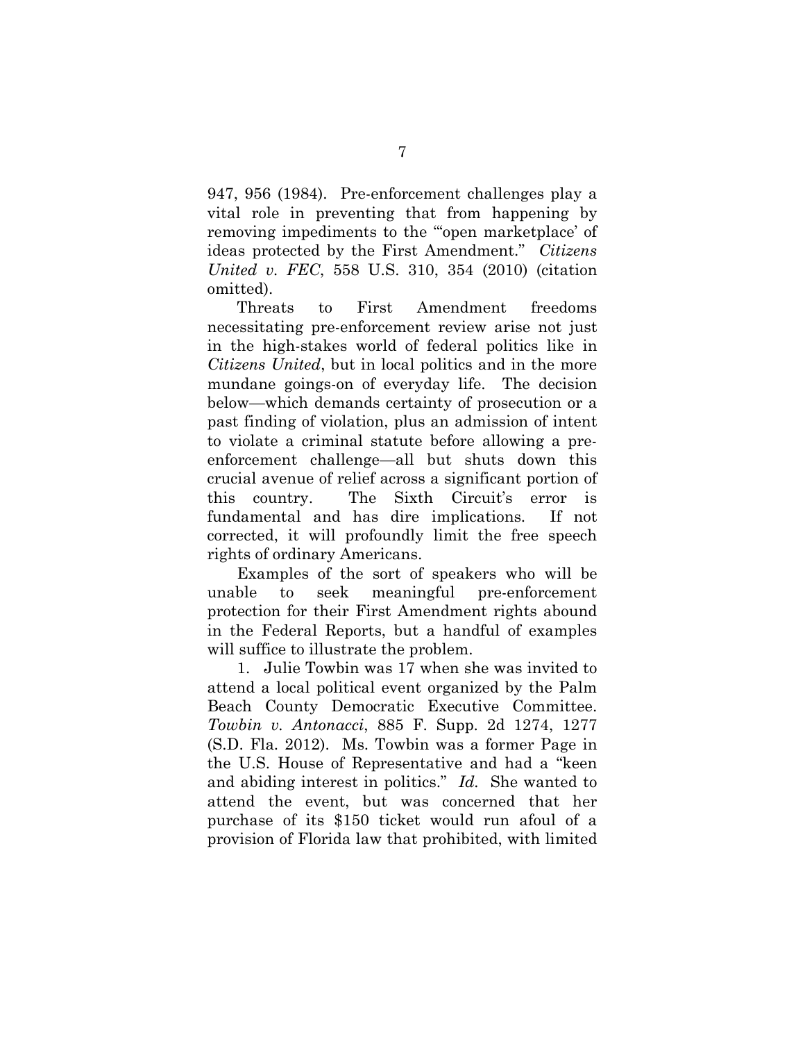947, 956 (1984). Pre-enforcement challenges play a vital role in preventing that from happening by removing impediments to the "'open marketplace' of ideas protected by the First Amendment." *Citizens United v. FEC*, 558 U.S. 310, 354 (2010) (citation omitted).

Threats to First Amendment freedoms necessitating pre-enforcement review arise not just in the high-stakes world of federal politics like in *Citizens United*, but in local politics and in the more mundane goings-on of everyday life. The decision below—which demands certainty of prosecution or a past finding of violation, plus an admission of intent to violate a criminal statute before allowing a pre-enforcement challenge—all but shuts down this crucial avenue of relief across a significant portion of this country. The Sixth Circuit's error is fundamental and has dire implications. If not corrected, it will profoundly limit the free speech rights of ordinary Americans.

Examples of the sort of speakers who will be unable to seek meaningful pre-enforcement protection for their First Amendment rights abound in the Federal Reports, but a handful of examples will suffice to illustrate the problem.

1. Julie Towbin was 17 when she was invited to attend a local political event organized by the Palm Beach County Democratic Executive Committee. *Towbin v. Antonacci*, 885 F. Supp. 2d 1274, 1277 (S.D. Fla. 2012). Ms. Towbin was a former Page in the U.S. House of Representative and had a "keen and abiding interest in politics." *Id.* She wanted to attend the event, but was concerned that her purchase of its $150 ticket would run afoul of a provision of Florida law that prohibited, with limited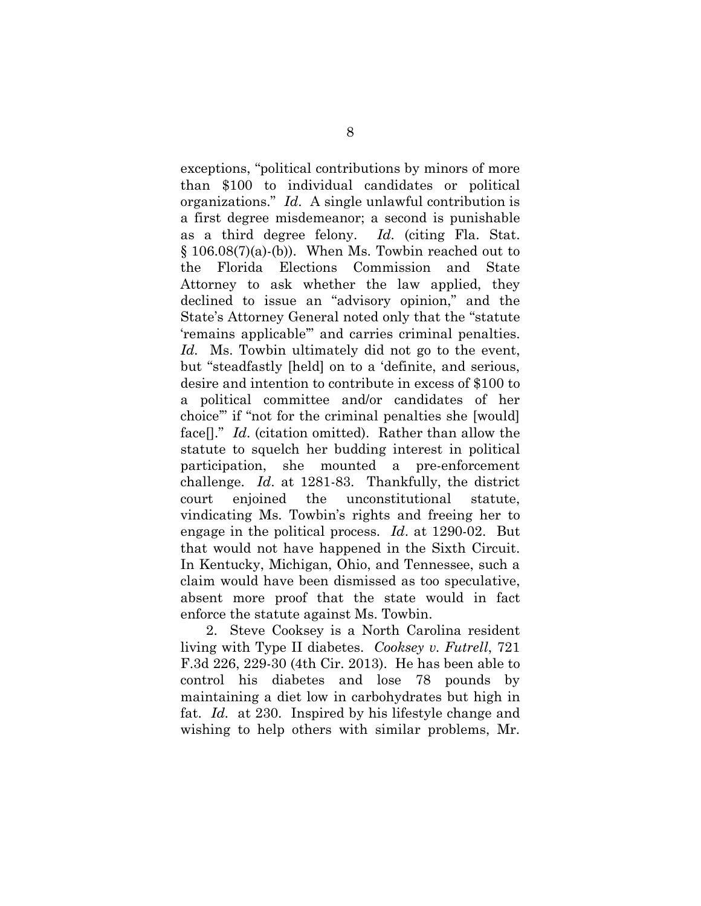exceptions, "political contributions by minors of more than $100 to individual candidates or political organizations." *Id*. A single unlawful contribution is a first degree misdemeanor; a second is punishable as a third degree felony. *Id.* (citing Fla. Stat. § 106.08(7)(a)-(b)). When Ms. Towbin reached out to the Florida Elections Commission and State Attorney to ask whether the law applied, they declined to issue an "advisory opinion," and the State's Attorney General noted only that the "statute 'remains applicable'" and carries criminal penalties. *Id.* Ms. Towbin ultimately did not go to the event, but "steadfastly [held] on to a 'definite, and serious, desire and intention to contribute in excess of $100 to a political committee and/or candidates of her choice'" if "not for the criminal penalties she [would] face[]." *Id*. (citation omitted). Rather than allow the statute to squelch her budding interest in political participation, she mounted a pre-enforcement challenge. *Id*. at 1281-83. Thankfully, the district court enjoined the unconstitutional statute, vindicating Ms. Towbin's rights and freeing her to engage in the political process. *Id*. at 1290-02. But that would not have happened in the Sixth Circuit. In Kentucky, Michigan, Ohio, and Tennessee, such a claim would have been dismissed as too speculative, absent more proof that the state would in fact enforce the statute against Ms. Towbin.

2. Steve Cooksey is a North Carolina resident living with Type II diabetes. *Cooksey v. Futrell*, 721 F.3d 226, 229-30 (4th Cir. 2013). He has been able to control his diabetes and lose 78 pounds by maintaining a diet low in carbohydrates but high in fat. *Id.* at 230. Inspired by his lifestyle change and wishing to help others with similar problems, Mr.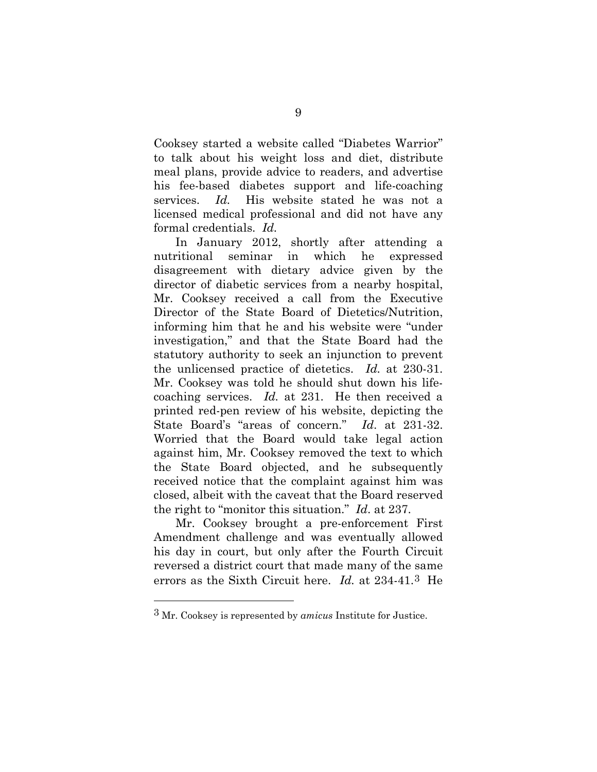Cooksey started a website called "Diabetes Warrior" to talk about his weight loss and diet, distribute meal plans, provide advice to readers, and advertise his fee-based diabetes support and life-coaching services. *Id.* His website stated he was not a licensed medical professional and did not have any formal credentials. *Id.*

In January 2012, shortly after attending a nutritional seminar in which he expressed disagreement with dietary advice given by the director of diabetic services from a nearby hospital, Mr. Cooksey received a call from the Executive Director of the State Board of Dietetics/Nutrition, informing him that he and his website were "under investigation," and that the State Board had the statutory authority to seek an injunction to prevent the unlicensed practice of dietetics. *Id.* at 230-31. Mr. Cooksey was told he should shut down his life-coaching services. *Id.* at 231. He then received a printed red-pen review of his website, depicting the State Board's "areas of concern." *Id*. at 231-32. Worried that the Board would take legal action against him, Mr. Cooksey removed the text to which the State Board objected, and he subsequently received notice that the complaint against him was closed, albeit with the caveat that the Board reserved the right to "monitor this situation." *Id*. at 237.

Mr. Cooksey brought a pre-enforcement First Amendment challenge and was eventually allowed his day in court, but only after the Fourth Circuit reversed a district court that made many of the same errors as the Sixth Circuit here. *Id.* at 234-41.[3] He

---

[3] Mr. Cooksey is represented by *amicus* Institute for Justice.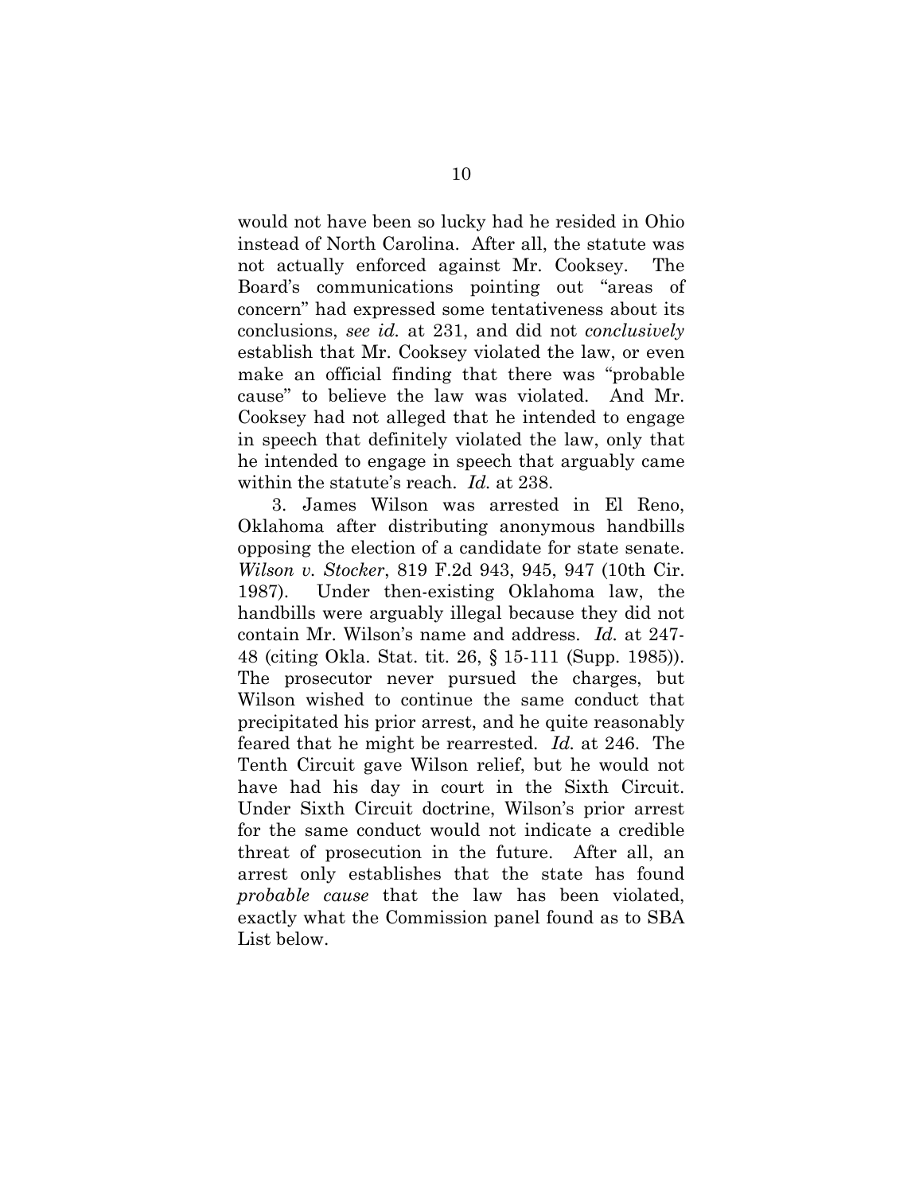would not have been so lucky had he resided in Ohio instead of North Carolina. After all, the statute was not actually enforced against Mr. Cooksey. The Board's communications pointing out "areas of concern" had expressed some tentativeness about its conclusions, *see id.* at 231, and did not *conclusively* establish that Mr. Cooksey violated the law, or even make an official finding that there was "probable cause" to believe the law was violated. And Mr. Cooksey had not alleged that he intended to engage in speech that definitely violated the law, only that he intended to engage in speech that arguably came within the statute's reach. *Id.* at 238.

3. James Wilson was arrested in El Reno, Oklahoma after distributing anonymous handbills opposing the election of a candidate for state senate. *Wilson v. Stocker*, 819 F.2d 943, 945, 947 (10th Cir. 1987). Under then-existing Oklahoma law, the handbills were arguably illegal because they did not contain Mr. Wilson's name and address. *Id.* at 247-48 (citing Okla. Stat. tit. 26, § 15-111 (Supp. 1985)). The prosecutor never pursued the charges, but Wilson wished to continue the same conduct that precipitated his prior arrest, and he quite reasonably feared that he might be rearrested. *Id.* at 246. The Tenth Circuit gave Wilson relief, but he would not have had his day in court in the Sixth Circuit. Under Sixth Circuit doctrine, Wilson's prior arrest for the same conduct would not indicate a credible threat of prosecution in the future. After all, an arrest only establishes that the state has found *probable cause* that the law has been violated, exactly what the Commission panel found as to SBA List below.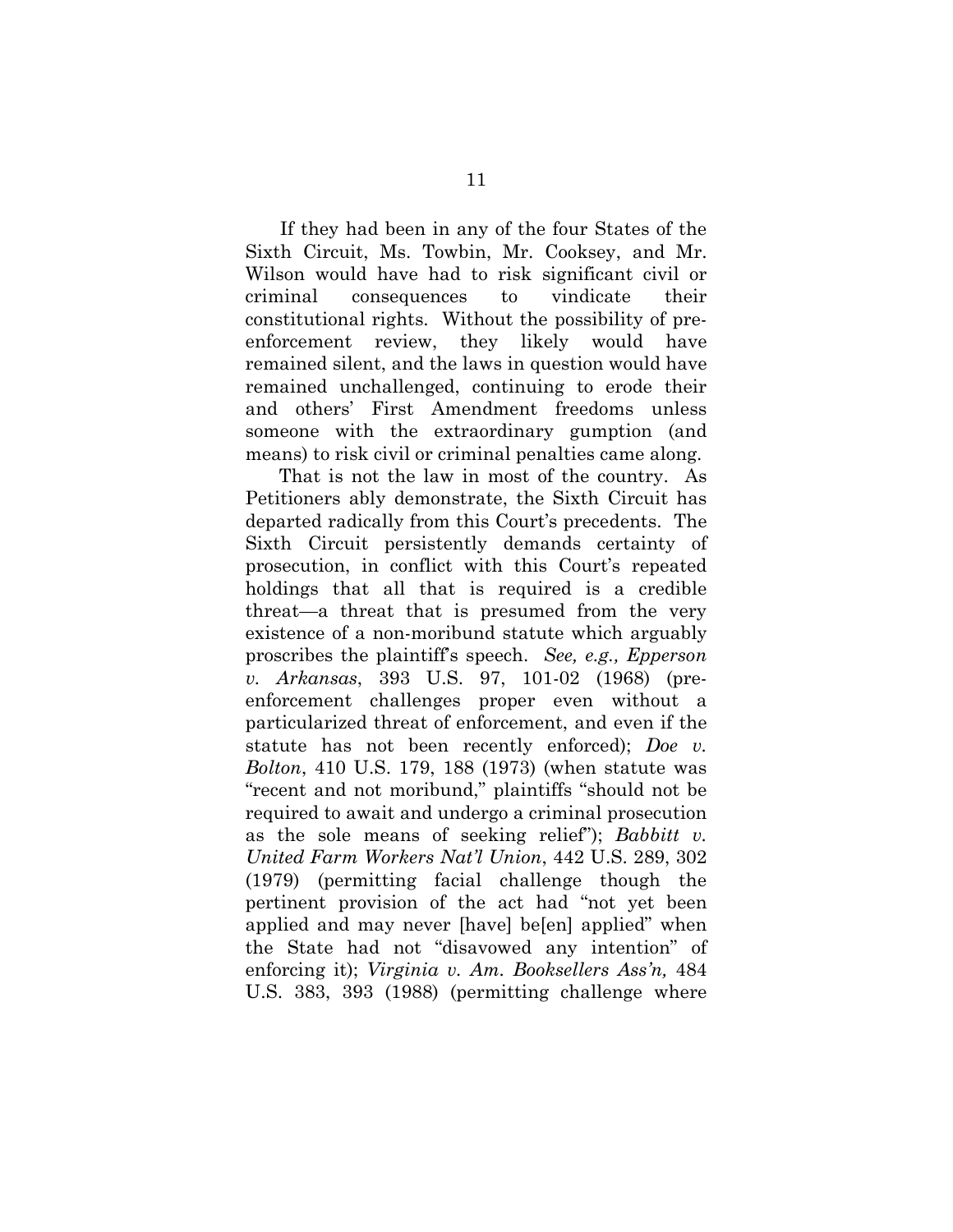If they had been in any of the four States of the Sixth Circuit, Ms. Towbin, Mr. Cooksey, and Mr. Wilson would have had to risk significant civil or criminal consequences to vindicate their constitutional rights. Without the possibility of pre-enforcement review, they likely would have remained silent, and the laws in question would have remained unchallenged, continuing to erode their and others' First Amendment freedoms unless someone with the extraordinary gumption (and means) to risk civil or criminal penalties came along.

That is not the law in most of the country. As Petitioners ably demonstrate, the Sixth Circuit has departed radically from this Court's precedents. The Sixth Circuit persistently demands certainty of prosecution, in conflict with this Court's repeated holdings that all that is required is a credible threat—a threat that is presumed from the very existence of a non-moribund statute which arguably proscribes the plaintiff's speech. *See, e.g., Epperson v. Arkansas*, 393 U.S. 97, 101-02 (1968) (pre-enforcement challenges proper even without a particularized threat of enforcement, and even if the statute has not been recently enforced); *Doe v. Bolton*, 410 U.S. 179, 188 (1973) (when statute was "recent and not moribund," plaintiffs "should not be required to await and undergo a criminal prosecution as the sole means of seeking relief"); *Babbitt v. United Farm Workers Nat'l Union*, 442 U.S. 289, 302 (1979) (permitting facial challenge though the pertinent provision of the act had "not yet been applied and may never [have] be[en] applied" when the State had not "disavowed any intention" of enforcing it); *Virginia v. Am. Booksellers Ass'n,* 484 U.S. 383, 393 (1988) (permitting challenge where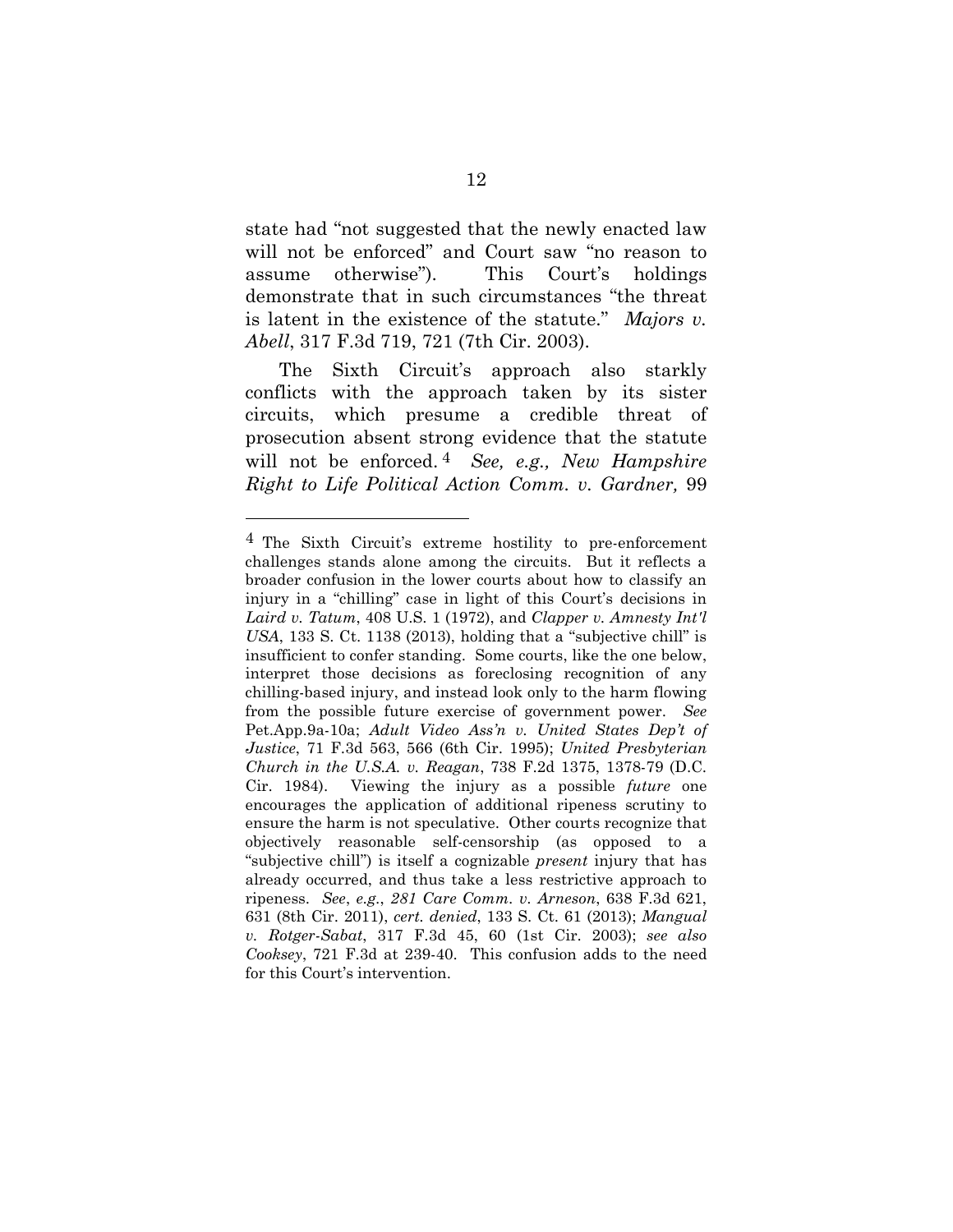state had "not suggested that the newly enacted law will not be enforced" and Court saw "no reason to assume otherwise"). This Court's holdings demonstrate that in such circumstances "the threat is latent in the existence of the statute." *Majors v. Abell*, 317 F.3d 719, 721 (7th Cir. 2003).

The Sixth Circuit's approach also starkly conflicts with the approach taken by its sister circuits, which presume a credible threat of prosecution absent strong evidence that the statute will not be enforced.[4] *See, e.g., New Hampshire Right to Life Political Action Comm. v. Gardner,* 99

---

[4] The Sixth Circuit's extreme hostility to pre-enforcement challenges stands alone among the circuits. But it reflects a broader confusion in the lower courts about how to classify an injury in a "chilling" case in light of this Court's decisions in *Laird v. Tatum*, 408 U.S. 1 (1972), and *Clapper v. Amnesty Int'l USA*, 133 S. Ct. 1138 (2013), holding that a "subjective chill" is insufficient to confer standing. Some courts, like the one below, interpret those decisions as foreclosing recognition of any chilling-based injury, and instead look only to the harm flowing from the possible future exercise of government power. *See* Pet.App.9a-10a; *Adult Video Ass'n v. United States Dep't of Justice*, 71 F.3d 563, 566 (6th Cir. 1995); *United Presbyterian Church in the U.S.A. v. Reagan*, 738 F.2d 1375, 1378-79 (D.C. Cir. 1984). Viewing the injury as a possible *future* one encourages the application of additional ripeness scrutiny to ensure the harm is not speculative. Other courts recognize that objectively reasonable self-censorship (as opposed to a "subjective chill") is itself a cognizable *present* injury that has already occurred, and thus take a less restrictive approach to ripeness. *See*, *e.g.*, *281 Care Comm. v. Arneson*, 638 F.3d 621, 631 (8th Cir. 2011), *cert. denied*, 133 S. Ct. 61 (2013); *Mangual v. Rotger-Sabat*, 317 F.3d 45, 60 (1st Cir. 2003); *see also Cooksey*, 721 F.3d at 239-40. This confusion adds to the need for this Court's intervention.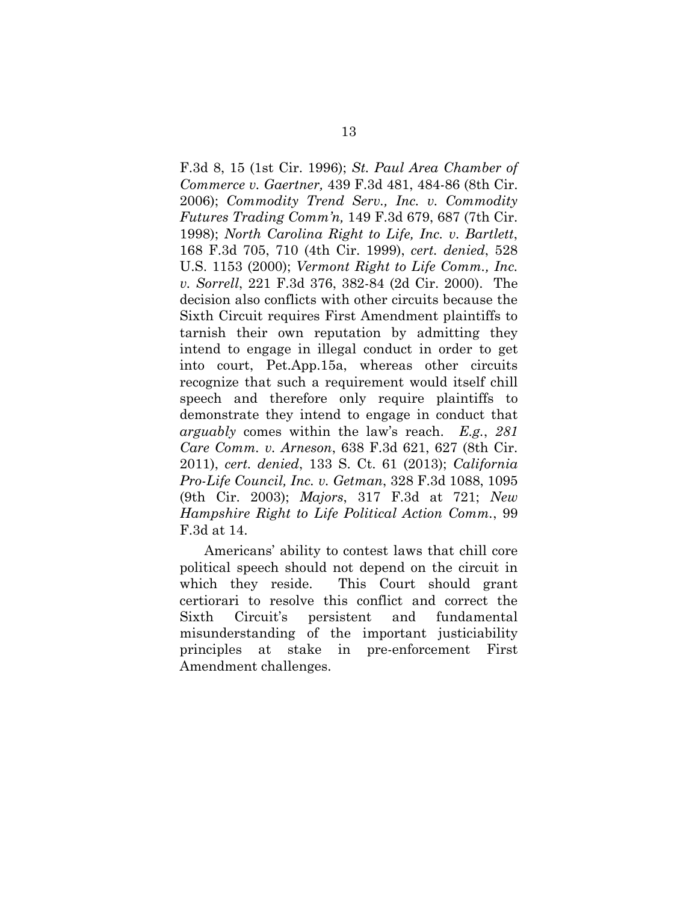F.3d 8, 15 (1st Cir. 1996); *St. Paul Area Chamber of Commerce v. Gaertner,* 439 F.3d 481, 484-86 (8th Cir. 2006); *Commodity Trend Serv., Inc. v. Commodity Futures Trading Comm'n,* 149 F.3d 679, 687 (7th Cir. 1998); *North Carolina Right to Life, Inc. v. Bartlett*, 168 F.3d 705, 710 (4th Cir. 1999), *cert. denied*, 528 U.S. 1153 (2000); *Vermont Right to Life Comm., Inc. v. Sorrell*, 221 F.3d 376, 382-84 (2d Cir. 2000). The decision also conflicts with other circuits because the Sixth Circuit requires First Amendment plaintiffs to tarnish their own reputation by admitting they intend to engage in illegal conduct in order to get into court, Pet.App.15a, whereas other circuits recognize that such a requirement would itself chill speech and therefore only require plaintiffs to demonstrate they intend to engage in conduct that *arguably* comes within the law's reach. *E.g.*, *281 Care Comm. v. Arneson*, 638 F.3d 621, 627 (8th Cir. 2011), *cert. denied*, 133 S. Ct. 61 (2013); *California Pro-Life Council, Inc. v. Getman*, 328 F.3d 1088, 1095 (9th Cir. 2003); *Majors*, 317 F.3d at 721; *New Hampshire Right to Life Political Action Comm.*, 99 F.3d at 14.

Americans' ability to contest laws that chill core political speech should not depend on the circuit in which they reside. This Court should grant certiorari to resolve this conflict and correct the Sixth Circuit's persistent and fundamental misunderstanding of the important justiciability principles at stake in pre-enforcement First Amendment challenges.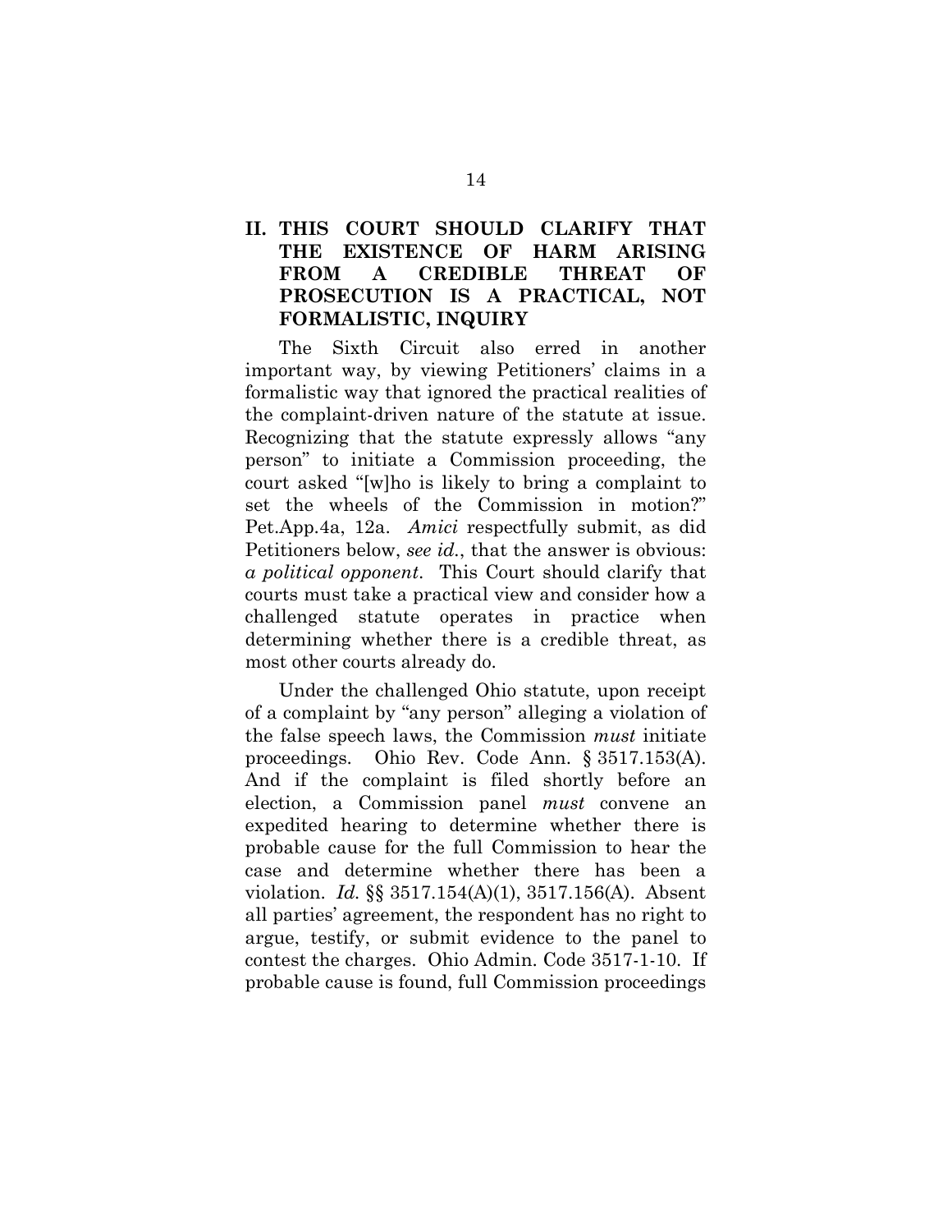## II. THIS COURT SHOULD CLARIFY THAT THE EXISTENCE OF HARM ARISING FROM A CREDIBLE THREAT OF PROSECUTION IS A PRACTICAL, NOT FORMALISTIC, INQUIRY

The Sixth Circuit also erred in another important way, by viewing Petitioners' claims in a formalistic way that ignored the practical realities of the complaint-driven nature of the statute at issue. Recognizing that the statute expressly allows "any person" to initiate a Commission proceeding, the court asked "[w]ho is likely to bring a complaint to set the wheels of the Commission in motion?" Pet.App.4a, 12a. *Amici* respectfully submit, as did Petitioners below, *see id.*, that the answer is obvious: *a political opponent*. This Court should clarify that courts must take a practical view and consider how a challenged statute operates in practice when determining whether there is a credible threat, as most other courts already do.

Under the challenged Ohio statute, upon receipt of a complaint by "any person" alleging a violation of the false speech laws, the Commission *must* initiate proceedings. Ohio Rev. Code Ann. § 3517.153(A). And if the complaint is filed shortly before an election, a Commission panel *must* convene an expedited hearing to determine whether there is probable cause for the full Commission to hear the case and determine whether there has been a violation. *Id.* §§ 3517.154(A)(1), 3517.156(A). Absent all parties' agreement, the respondent has no right to argue, testify, or submit evidence to the panel to contest the charges. Ohio Admin. Code 3517-1-10. If probable cause is found, full Commission proceedings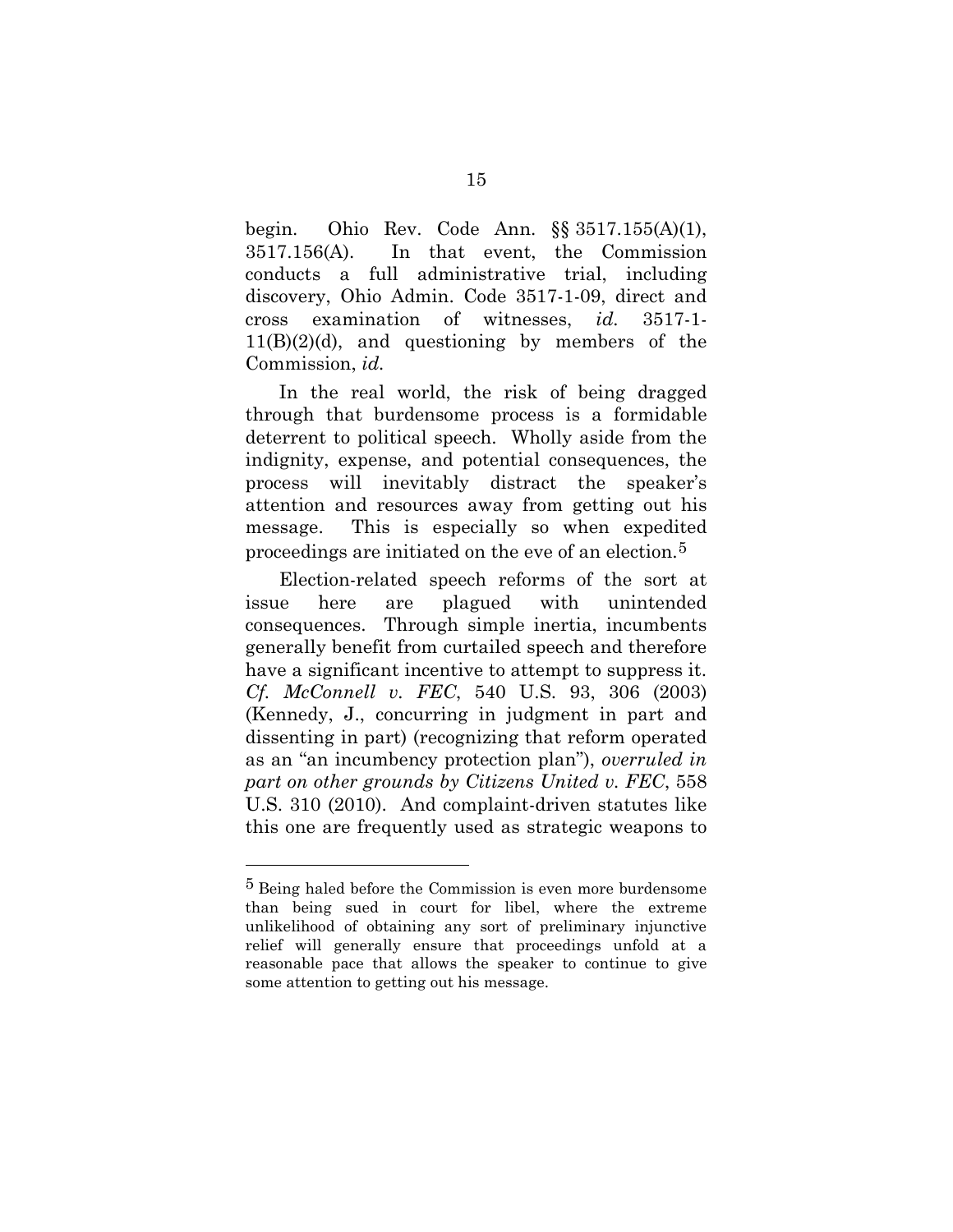begin. Ohio Rev. Code Ann. §§ 3517.155(A)(1), 3517.156(A). In that event, the Commission conducts a full administrative trial, including discovery, Ohio Admin. Code 3517-1-09, direct and cross examination of witnesses, *id.* 3517-1-11(B)(2)(d), and questioning by members of the Commission, *id.*

In the real world, the risk of being dragged through that burdensome process is a formidable deterrent to political speech. Wholly aside from the indignity, expense, and potential consequences, the process will inevitably distract the speaker's attention and resources away from getting out his message. This is especially so when expedited proceedings are initiated on the eve of an election.[5]

Election-related speech reforms of the sort at issue here are plagued with unintended consequences. Through simple inertia, incumbents generally benefit from curtailed speech and therefore have a significant incentive to attempt to suppress it. *Cf. McConnell v. FEC*, 540 U.S. 93, 306 (2003) (Kennedy, J., concurring in judgment in part and dissenting in part) (recognizing that reform operated as an "an incumbency protection plan"), *overruled in part on other grounds by Citizens United v. FEC*, 558 U.S. 310 (2010). And complaint-driven statutes like this one are frequently used as strategic weapons to

---

[5] Being haled before the Commission is even more burdensome than being sued in court for libel, where the extreme unlikelihood of obtaining any sort of preliminary injunctive relief will generally ensure that proceedings unfold at a reasonable pace that allows the speaker to continue to give some attention to getting out his message.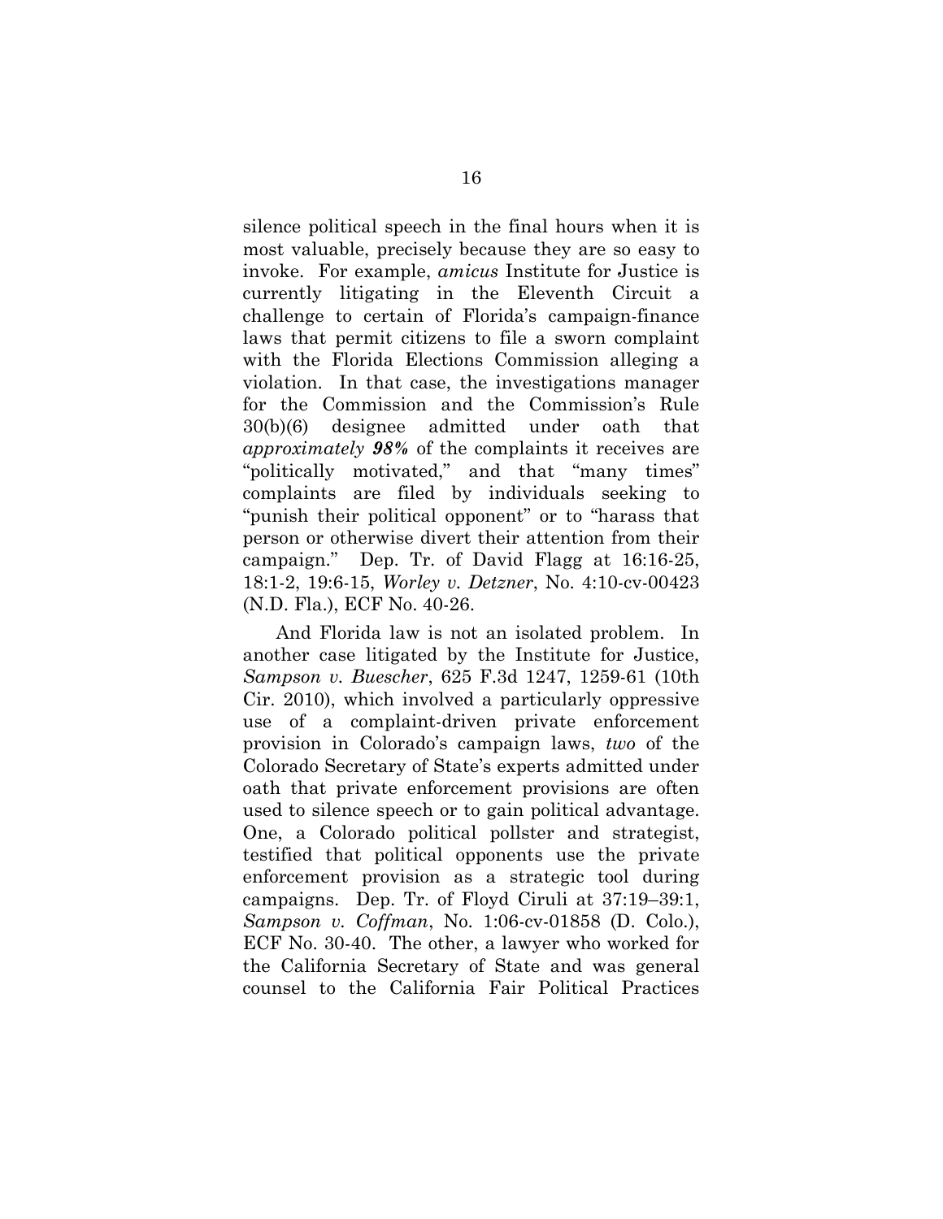silence political speech in the final hours when it is most valuable, precisely because they are so easy to invoke. For example, *amicus* Institute for Justice is currently litigating in the Eleventh Circuit a challenge to certain of Florida's campaign-finance laws that permit citizens to file a sworn complaint with the Florida Elections Commission alleging a violation. In that case, the investigations manager for the Commission and the Commission's Rule 30(b)(6) designee admitted under oath that *approximately **98%*** of the complaints it receives are "politically motivated," and that "many times" complaints are filed by individuals seeking to "punish their political opponent" or to "harass that person or otherwise divert their attention from their campaign." Dep. Tr. of David Flagg at 16:16-25, 18:1-2, 19:6-15, *Worley v. Detzner*, No. 4:10-cv-00423 (N.D. Fla.), ECF No. 40-26.

And Florida law is not an isolated problem. In another case litigated by the Institute for Justice, *Sampson v. Buescher*, 625 F.3d 1247, 1259-61 (10th Cir. 2010), which involved a particularly oppressive use of a complaint-driven private enforcement provision in Colorado's campaign laws, *two* of the Colorado Secretary of State's experts admitted under oath that private enforcement provisions are often used to silence speech or to gain political advantage. One, a Colorado political pollster and strategist, testified that political opponents use the private enforcement provision as a strategic tool during campaigns. Dep. Tr. of Floyd Ciruli at 37:19–39:1, *Sampson v. Coffman*, No. 1:06-cv-01858 (D. Colo.), ECF No. 30-40. The other, a lawyer who worked for the California Secretary of State and was general counsel to the California Fair Political Practices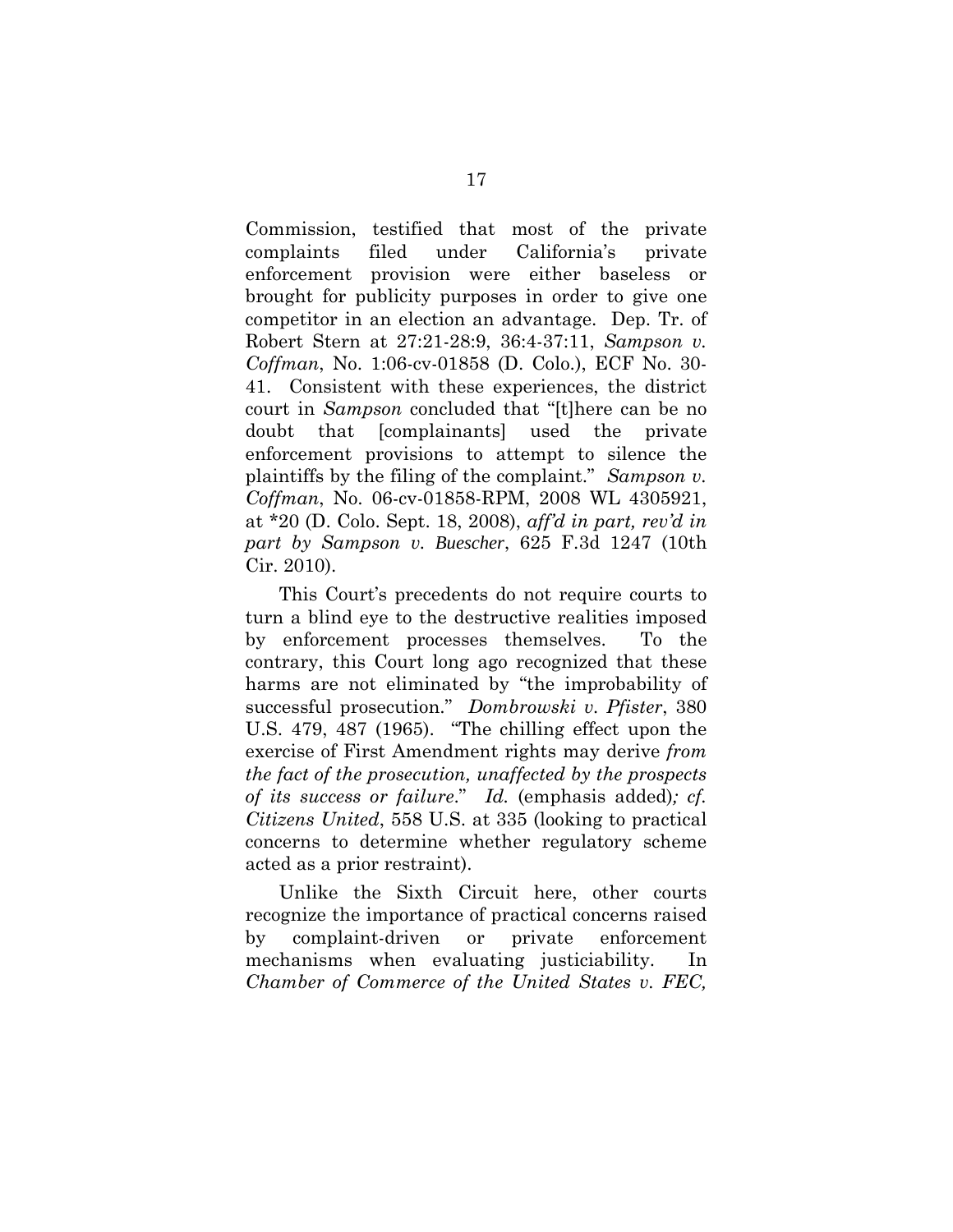Commission, testified that most of the private complaints filed under California's private enforcement provision were either baseless or brought for publicity purposes in order to give one competitor in an election an advantage. Dep. Tr. of Robert Stern at 27:21-28:9, 36:4-37:11, *Sampson v. Coffman*, No. 1:06-cv-01858 (D. Colo.), ECF No. 30-41. Consistent with these experiences, the district court in *Sampson* concluded that "[t]here can be no doubt that [complainants] used the private enforcement provisions to attempt to silence the plaintiffs by the filing of the complaint." *Sampson v. Coffman*, No. 06-cv-01858-RPM, 2008 WL 4305921, at *20 (D. Colo. Sept. 18, 2008), *aff'd in part, rev'd in part by Sampson v. Buescher*, 625 F.3d 1247 (10th Cir. 2010).

This Court's precedents do not require courts to turn a blind eye to the destructive realities imposed by enforcement processes themselves. To the contrary, this Court long ago recognized that these harms are not eliminated by "the improbability of successful prosecution." *Dombrowski v. Pfister*, 380 U.S. 479, 487 (1965). "The chilling effect upon the exercise of First Amendment rights may derive *from the fact of the prosecution, unaffected by the prospects of its success or failure*." *Id.* (emphasis added)*; cf. Citizens United*, 558 U.S. at 335 (looking to practical concerns to determine whether regulatory scheme acted as a prior restraint).

Unlike the Sixth Circuit here, other courts recognize the importance of practical concerns raised by complaint-driven or private enforcement mechanisms when evaluating justiciability. In *Chamber of Commerce of the United States v. FEC,*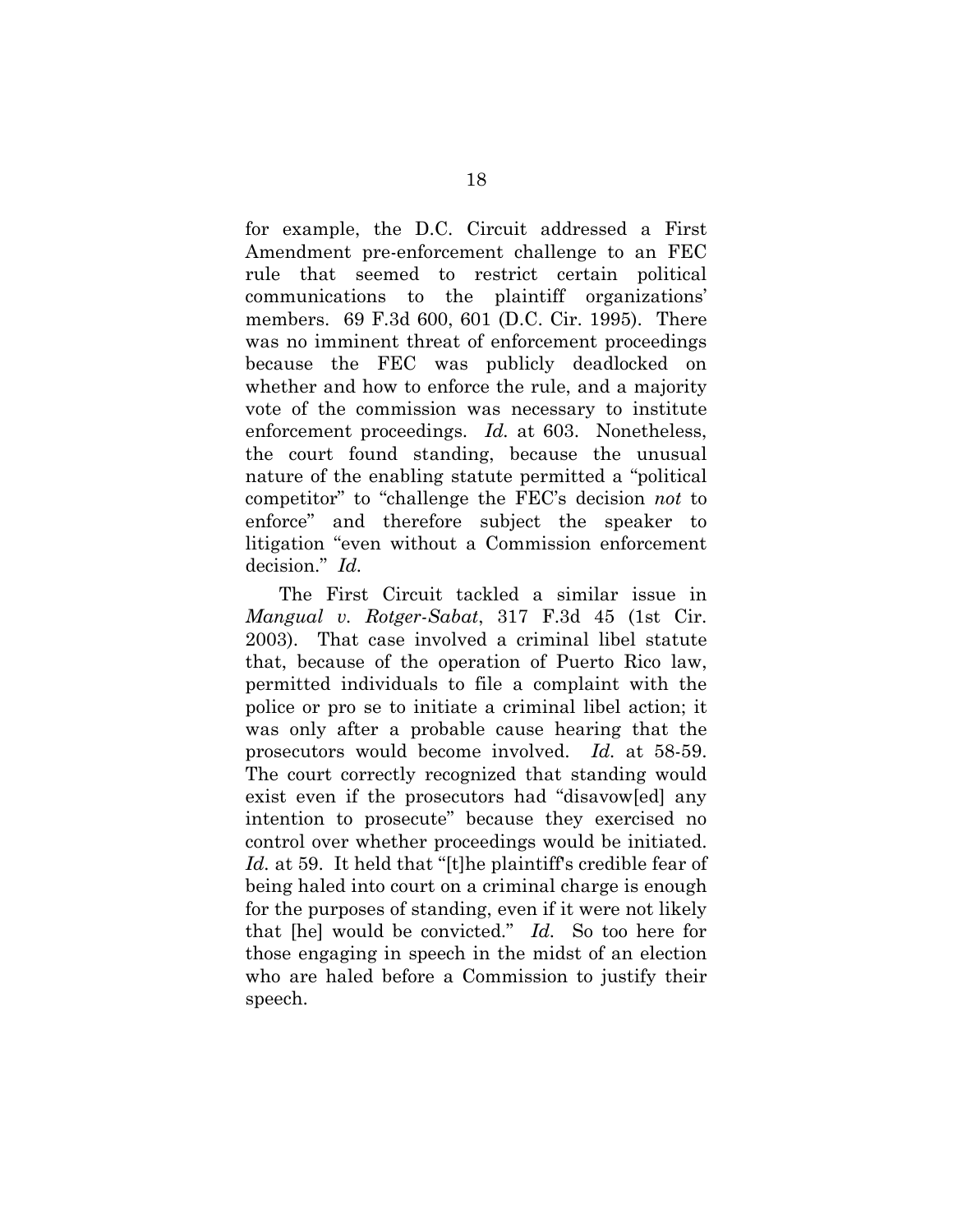for example, the D.C. Circuit addressed a First Amendment pre-enforcement challenge to an FEC rule that seemed to restrict certain political communications to the plaintiff organizations' members. 69 F.3d 600, 601 (D.C. Cir. 1995). There was no imminent threat of enforcement proceedings because the FEC was publicly deadlocked on whether and how to enforce the rule, and a majority vote of the commission was necessary to institute enforcement proceedings. *Id.* at 603. Nonetheless, the court found standing, because the unusual nature of the enabling statute permitted a "political competitor" to "challenge the FEC's decision *not* to enforce" and therefore subject the speaker to litigation "even without a Commission enforcement decision." *Id.*

The First Circuit tackled a similar issue in *Mangual v. Rotger-Sabat*, 317 F.3d 45 (1st Cir. 2003). That case involved a criminal libel statute that, because of the operation of Puerto Rico law, permitted individuals to file a complaint with the police or pro se to initiate a criminal libel action; it was only after a probable cause hearing that the prosecutors would become involved. *Id.* at 58-59. The court correctly recognized that standing would exist even if the prosecutors had "disavow[ed] any intention to prosecute" because they exercised no control over whether proceedings would be initiated. *Id.* at 59. It held that "[t]he plaintiff's credible fear of being haled into court on a criminal charge is enough for the purposes of standing, even if it were not likely that [he] would be convicted." *Id.* So too here for those engaging in speech in the midst of an election who are haled before a Commission to justify their speech.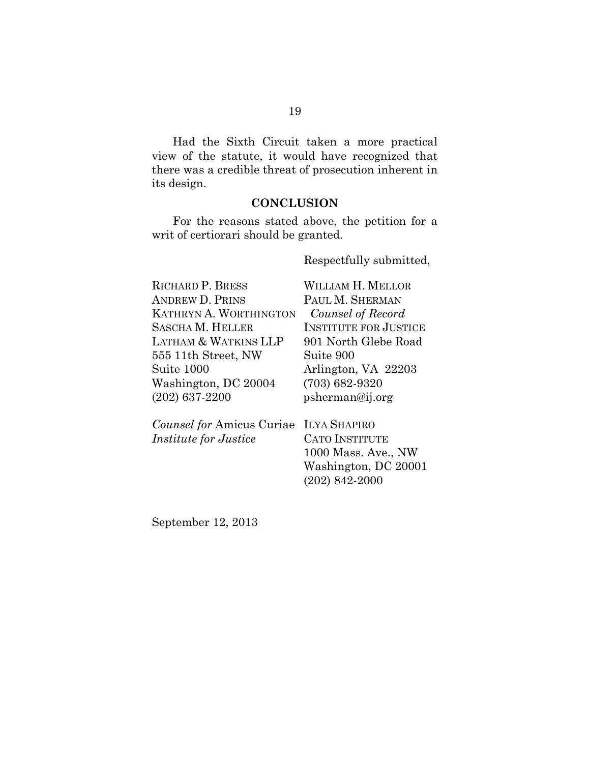Had the Sixth Circuit taken a more practical view of the statute, it would have recognized that there was a credible threat of prosecution inherent in its design.

## CONCLUSION

For the reasons stated above, the petition for a writ of certiorari should be granted.

Respectfully submitted,

RICHARD P. BRESS
ANDREW D. PRINS
KATHRYN A. WORTHINGTON
SASCHA M. HELLER
LATHAM & WATKINS LLP
555 11th Street, NW
Suite 1000
Washington, DC 20004
(202) 637-2200

*Counsel for* Amicus Curiae *Institute for Justice*

WILLIAM H. MELLOR
PAUL M. SHERMAN
*Counsel of Record*
INSTITUTE FOR JUSTICE
901 North Glebe Road
Suite 900
Arlington, VA 22203
(703) 682-9320
psherman@ij.org

ILYA SHAPIRO
CATO INSTITUTE
1000 Mass. Ave., NW
Washington, DC 20001
(202) 842-2000

September 12, 2013